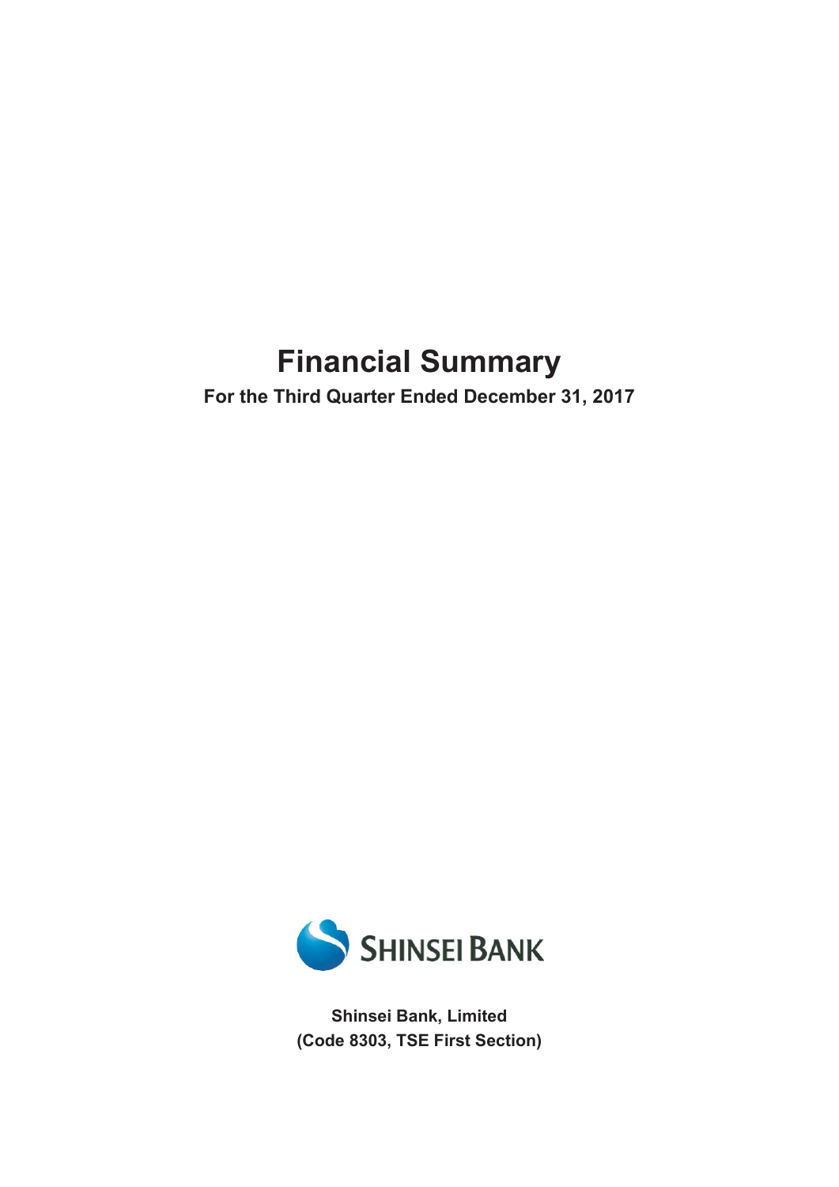# Financial Summary

**For the Third Quarter Ended December 31, 2017**

SHINSEI BANK

**Shinsei Bank, Limited**
**(Code 8303, TSE First Section)**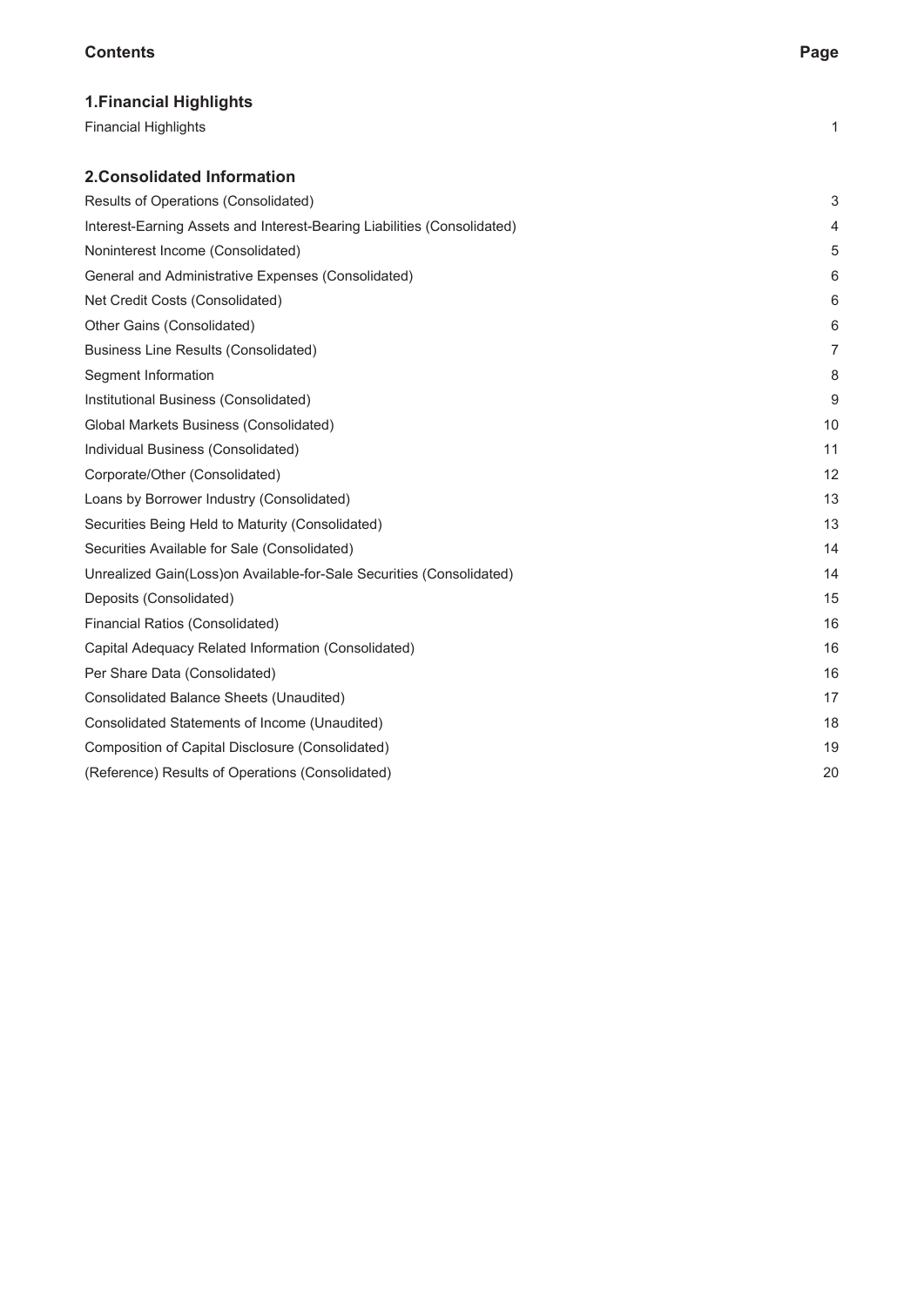| Contents | Page |
|---|---|
| **1.Financial Highlights** | |
| Financial Highlights | 1 |
| **2.Consolidated Information** | |
| Results of Operations (Consolidated) | 3 |
| Interest-Earning Assets and Interest-Bearing Liabilities (Consolidated) | 4 |
| Noninterest Income (Consolidated) | 5 |
| General and Administrative Expenses (Consolidated) | 6 |
| Net Credit Costs (Consolidated) | 6 |
| Other Gains (Consolidated) | 6 |
| Business Line Results (Consolidated) | 7 |
| Segment Information | 8 |
| Institutional Business (Consolidated) | 9 |
| Global Markets Business (Consolidated) | 10 |
| Individual Business (Consolidated) | 11 |
| Corporate/Other (Consolidated) | 12 |
| Loans by Borrower Industry (Consolidated) | 13 |
| Securities Being Held to Maturity (Consolidated) | 13 |
| Securities Available for Sale (Consolidated) | 14 |
| Unrealized Gain(Loss)on Available-for-Sale Securities (Consolidated) | 14 |
| Deposits (Consolidated) | 15 |
| Financial Ratios (Consolidated) | 16 |
| Capital Adequacy Related Information (Consolidated) | 16 |
| Per Share Data (Consolidated) | 16 |
| Consolidated Balance Sheets (Unaudited) | 17 |
| Consolidated Statements of Income (Unaudited) | 18 |
| Composition of Capital Disclosure (Consolidated) | 19 |
| (Reference) Results of Operations (Consolidated) | 20 |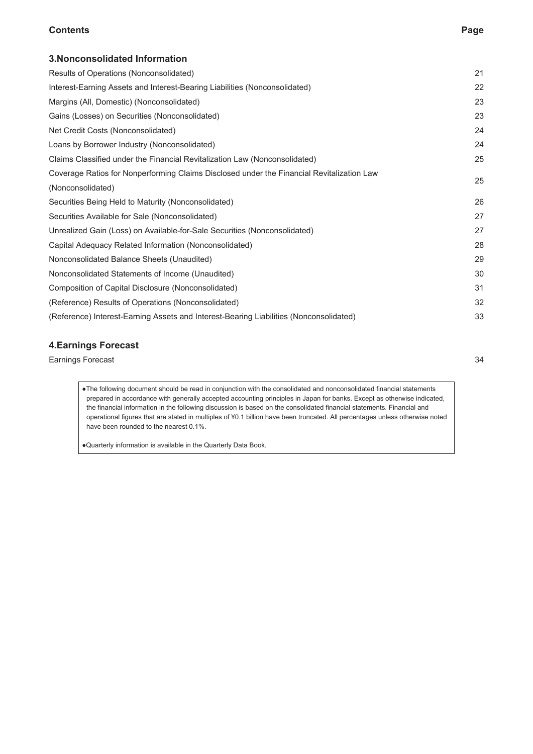| **Contents** | **Page** |
| --- | --- |
| **3.Nonconsolidated Information** | |
| Results of Operations (Nonconsolidated) | 21 |
| Interest-Earning Assets and Interest-Bearing Liabilities (Nonconsolidated) | 22 |
| Margins (All, Domestic) (Nonconsolidated) | 23 |
| Gains (Losses) on Securities (Nonconsolidated) | 23 |
| Net Credit Costs (Nonconsolidated) | 24 |
| Loans by Borrower Industry (Nonconsolidated) | 24 |
| Claims Classified under the Financial Revitalization Law (Nonconsolidated) | 25 |
| Coverage Ratios for Nonperforming Claims Disclosed under the Financial Revitalization Law (Nonconsolidated) | 25 |
| Securities Being Held to Maturity (Nonconsolidated) | 26 |
| Securities Available for Sale (Nonconsolidated) | 27 |
| Unrealized Gain (Loss) on Available-for-Sale Securities (Nonconsolidated) | 27 |
| Capital Adequacy Related Information (Nonconsolidated) | 28 |
| Nonconsolidated Balance Sheets (Unaudited) | 29 |
| Nonconsolidated Statements of Income (Unaudited) | 30 |
| Composition of Capital Disclosure (Nonconsolidated) | 31 |
| (Reference) Results of Operations (Nonconsolidated) | 32 |
| (Reference) Interest-Earning Assets and Interest-Bearing Liabilities (Nonconsolidated) | 33 |
| **4.Earnings Forecast** | |
| Earnings Forecast | 34 |

●The following document should be read in conjunction with the consolidated and nonconsolidated financial statements prepared in accordance with generally accepted accounting principles in Japan for banks. Except as otherwise indicated, the financial information in the following discussion is based on the consolidated financial statements. Financial and operational figures that are stated in multiples of ¥0.1 billion have been truncated. All percentages unless otherwise noted have been rounded to the nearest 0.1%.

●Quarterly information is available in the Quarterly Data Book.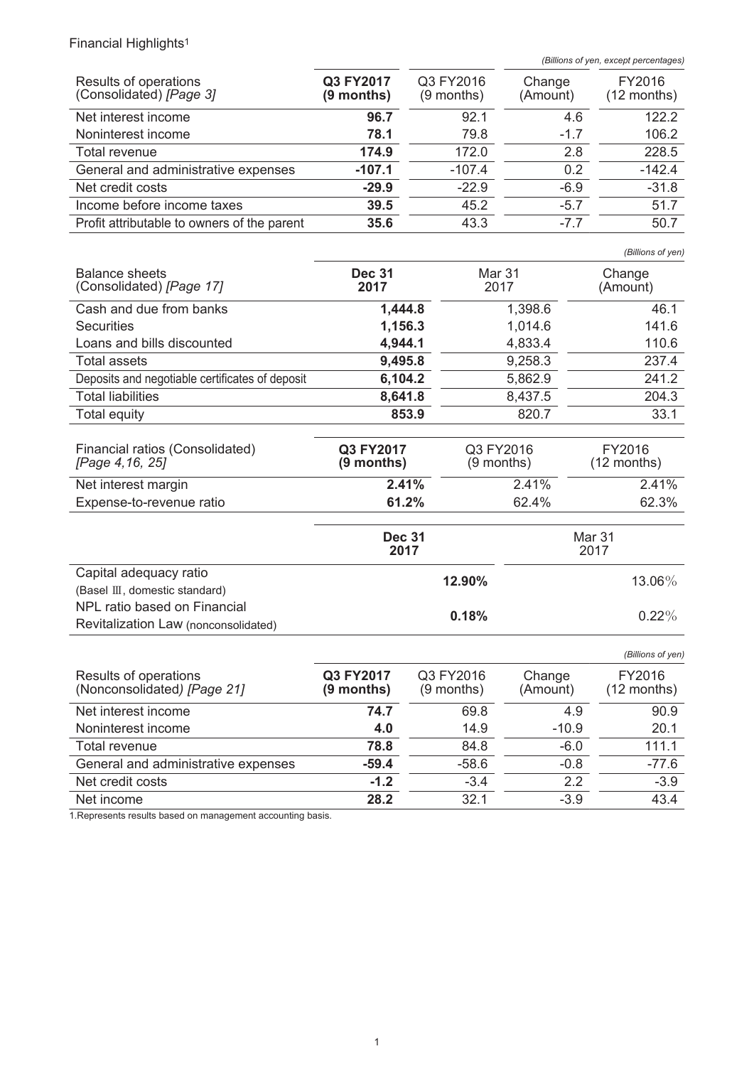Financial Highlights[1]

*(Billions of yen, except percentages)*

| Results of operations (Consolidated) *[Page 3]* | **Q3 FY2017 (9 months)** | Q3 FY2016 (9 months) | Change (Amount) | FY2016 (12 months) |
|---|---|---|---|---|
| Net interest income | **96.7** | 92.1 | 4.6 | 122.2 |
| Noninterest income | **78.1** | 79.8 | -1.7 | 106.2 |
| Total revenue | **174.9** | 172.0 | 2.8 | 228.5 |
| General and administrative expenses | **-107.1** | -107.4 | 0.2 | -142.4 |
| Net credit costs | **-29.9** | -22.9 | -6.9 | -31.8 |
| Income before income taxes | **39.5** | 45.2 | -5.7 | 51.7 |
| Profit attributable to owners of the parent | **35.6** | 43.3 | -7.7 | 50.7 |

*(Billions of yen)*

| Balance sheets (Consolidated) *[Page 17]* | **Dec 31 2017** | Mar 31 2017 | Change (Amount) |
|---|---|---|---|
| Cash and due from banks | **1,444.8** | 1,398.6 | 46.1 |
| Securities | **1,156.3** | 1,014.6 | 141.6 |
| Loans and bills discounted | **4,944.1** | 4,833.4 | 110.6 |
| Total assets | **9,495.8** | 9,258.3 | 237.4 |
| Deposits and negotiable certificates of deposit | **6,104.2** | 5,862.9 | 241.2 |
| Total liabilities | **8,641.8** | 8,437.5 | 204.3 |
| Total equity | **853.9** | 820.7 | 33.1 |

| Financial ratios (Consolidated) *[Page 4,16, 25]* | **Q3 FY2017 (9 months)** | Q3 FY2016 (9 months) | FY2016 (12 months) |
|---|---|---|---|
| Net interest margin | **2.41%** | 2.41% | 2.41% |
| Expense-to-revenue ratio | **61.2%** | 62.4% | 62.3% |

| | **Dec 31 2017** | Mar 31 2017 |
|---|---|---|
| Capital adequacy ratio (Basel Ⅲ, domestic standard) | **12.90%** | 13.06% |
| NPL ratio based on Financial Revitalization Law (nonconsolidated) | **0.18%** | 0.22% |

*(Billions of yen)*

| Results of operations (Nonconsolidated) *[Page 21]* | **Q3 FY2017 (9 months)** | Q3 FY2016 (9 months) | Change (Amount) | FY2016 (12 months) |
|---|---|---|---|---|
| Net interest income | **74.7** | 69.8 | 4.9 | 90.9 |
| Noninterest income | **4.0** | 14.9 | -10.9 | 20.1 |
| Total revenue | **78.8** | 84.8 | -6.0 | 111.1 |
| General and administrative expenses | **-59.4** | -58.6 | -0.8 | -77.6 |
| Net credit costs | **-1.2** | -3.4 | 2.2 | -3.9 |
| Net income | **28.2** | 32.1 | -3.9 | 43.4 |

1.Represents results based on management accounting basis.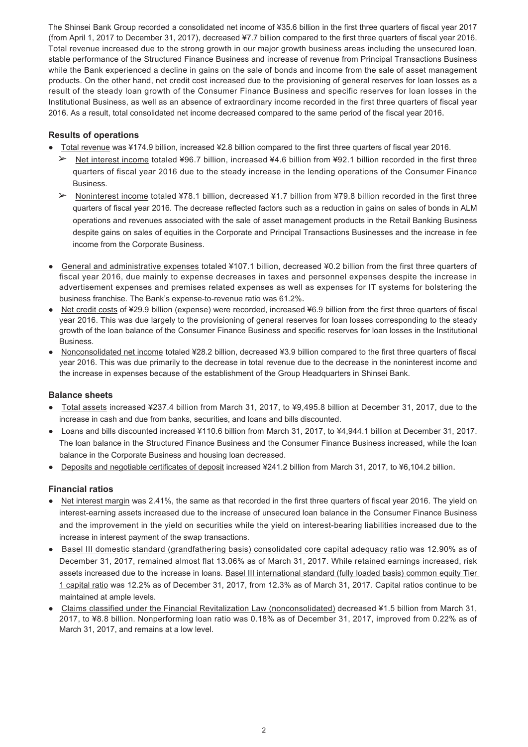The Shinsei Bank Group recorded a consolidated net income of ¥35.6 billion in the first three quarters of fiscal year 2017 (from April 1, 2017 to December 31, 2017), decreased ¥7.7 billion compared to the first three quarters of fiscal year 2016. Total revenue increased due to the strong growth in our major growth business areas including the unsecured loan, stable performance of the Structured Finance Business and increase of revenue from Principal Transactions Business while the Bank experienced a decline in gains on the sale of bonds and income from the sale of asset management products. On the other hand, net credit cost increased due to the provisioning of general reserves for loan losses as a result of the steady loan growth of the Consumer Finance Business and specific reserves for loan losses in the Institutional Business, as well as an absence of extraordinary income recorded in the first three quarters of fiscal year 2016. As a result, total consolidated net income decreased compared to the same period of the fiscal year 2016.

### Results of operations

- Total revenue was ¥174.9 billion, increased ¥2.8 billion compared to the first three quarters of fiscal year 2016.
  - Net interest income totaled ¥96.7 billion, increased ¥4.6 billion from ¥92.1 billion recorded in the first three quarters of fiscal year 2016 due to the steady increase in the lending operations of the Consumer Finance Business.
  - Noninterest income totaled ¥78.1 billion, decreased ¥1.7 billion from ¥79.8 billion recorded in the first three quarters of fiscal year 2016. The decrease reflected factors such as a reduction in gains on sales of bonds in ALM operations and revenues associated with the sale of asset management products in the Retail Banking Business despite gains on sales of equities in the Corporate and Principal Transactions Businesses and the increase in fee income from the Corporate Business.
- General and administrative expenses totaled ¥107.1 billion, decreased ¥0.2 billion from the first three quarters of fiscal year 2016, due mainly to expense decreases in taxes and personnel expenses despite the increase in advertisement expenses and premises related expenses as well as expenses for IT systems for bolstering the business franchise. The Bank's expense-to-revenue ratio was 61.2%.
- Net credit costs of ¥29.9 billion (expense) were recorded, increased ¥6.9 billion from the first three quarters of fiscal year 2016. This was due largely to the provisioning of general reserves for loan losses corresponding to the steady growth of the loan balance of the Consumer Finance Business and specific reserves for loan losses in the Institutional Business.
- Nonconsolidated net income totaled ¥28.2 billion, decreased ¥3.9 billion compared to the first three quarters of fiscal year 2016. This was due primarily to the decrease in total revenue due to the decrease in the noninterest income and the increase in expenses because of the establishment of the Group Headquarters in Shinsei Bank.

### Balance sheets

- Total assets increased ¥237.4 billion from March 31, 2017, to ¥9,495.8 billion at December 31, 2017, due to the increase in cash and due from banks, securities, and loans and bills discounted.
- Loans and bills discounted increased ¥110.6 billion from March 31, 2017, to ¥4,944.1 billion at December 31, 2017. The loan balance in the Structured Finance Business and the Consumer Finance Business increased, while the loan balance in the Corporate Business and housing loan decreased.
- Deposits and negotiable certificates of deposit increased ¥241.2 billion from March 31, 2017, to ¥6,104.2 billion.

### Financial ratios

- Net interest margin was 2.41%, the same as that recorded in the first three quarters of fiscal year 2016. The yield on interest-earning assets increased due to the increase of unsecured loan balance in the Consumer Finance Business and the improvement in the yield on securities while the yield on interest-bearing liabilities increased due to the increase in interest payment of the swap transactions.
- Basel III domestic standard (grandfathering basis) consolidated core capital adequacy ratio was 12.90% as of December 31, 2017, remained almost flat 13.06% as of March 31, 2017. While retained earnings increased, risk assets increased due to the increase in loans. Basel III international standard (fully loaded basis) common equity Tier 1 capital ratio was 12.2% as of December 31, 2017, from 12.3% as of March 31, 2017. Capital ratios continue to be maintained at ample levels.
- Claims classified under the Financial Revitalization Law (nonconsolidated) decreased ¥1.5 billion from March 31, 2017, to ¥8.8 billion. Nonperforming loan ratio was 0.18% as of December 31, 2017, improved from 0.22% as of March 31, 2017, and remains at a low level.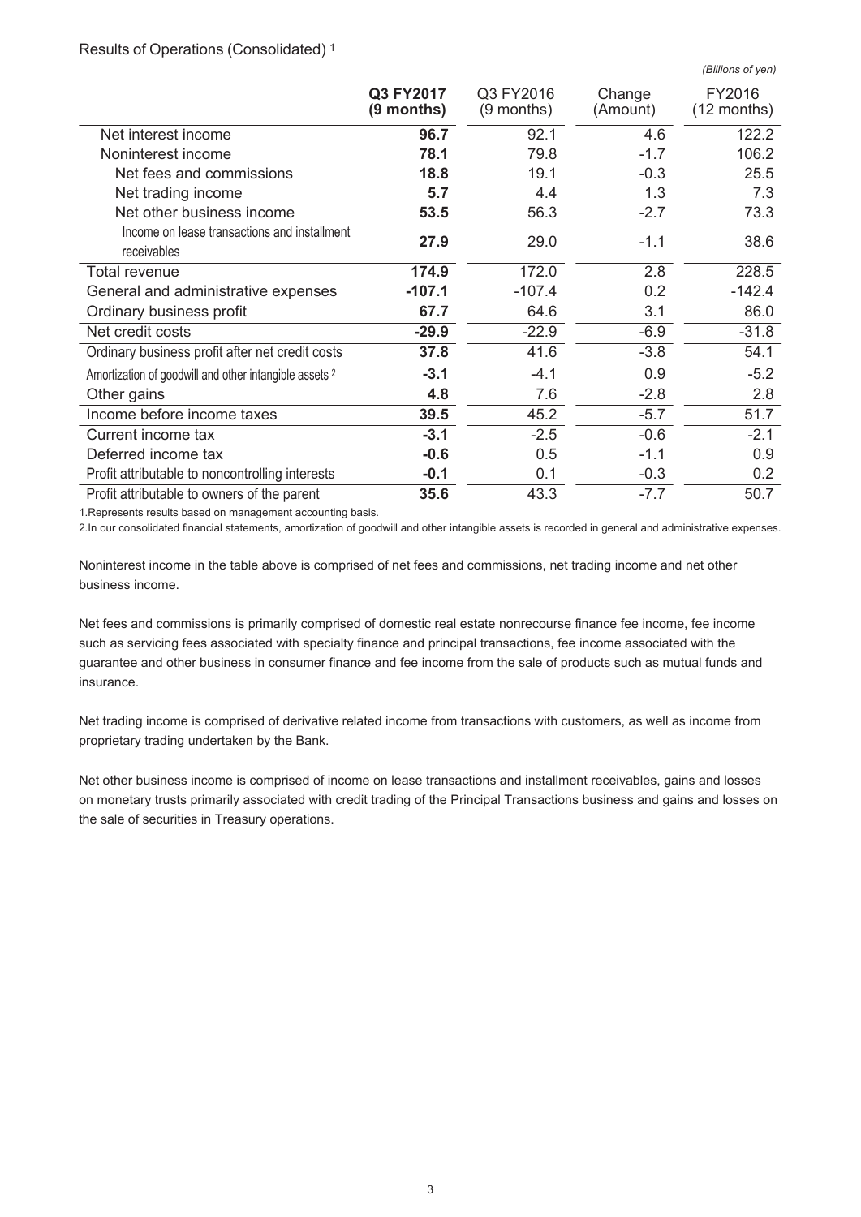Results of Operations (Consolidated) [1]

*(Billions of yen)*

| | **Q3 FY2017 (9 months)** | Q3 FY2016 (9 months) | Change (Amount) | FY2016 (12 months) |
|---|---|---|---|---|
| Net interest income | **96.7** | 92.1 | 4.6 | 122.2 |
| Noninterest income | **78.1** | 79.8 | -1.7 | 106.2 |
| Net fees and commissions | **18.8** | 19.1 | -0.3 | 25.5 |
| Net trading income | **5.7** | 4.4 | 1.3 | 7.3 |
| Net other business income | **53.5** | 56.3 | -2.7 | 73.3 |
| Income on lease transactions and installment receivables | **27.9** | 29.0 | -1.1 | 38.6 |
| Total revenue | **174.9** | 172.0 | 2.8 | 228.5 |
| General and administrative expenses | **-107.1** | -107.4 | 0.2 | -142.4 |
| Ordinary business profit | **67.7** | 64.6 | 3.1 | 86.0 |
| Net credit costs | **-29.9** | -22.9 | -6.9 | -31.8 |
| Ordinary business profit after net credit costs | **37.8** | 41.6 | -3.8 | 54.1 |
| Amortization of goodwill and other intangible assets [2] | **-3.1** | -4.1 | 0.9 | -5.2 |
| Other gains | **4.8** | 7.6 | -2.8 | 2.8 |
| Income before income taxes | **39.5** | 45.2 | -5.7 | 51.7 |
| Current income tax | **-3.1** | -2.5 | -0.6 | -2.1 |
| Deferred income tax | **-0.6** | 0.5 | -1.1 | 0.9 |
| Profit attributable to noncontrolling interests | **-0.1** | 0.1 | -0.3 | 0.2 |
| Profit attributable to owners of the parent | **35.6** | 43.3 | -7.7 | 50.7 |

1.Represents results based on management accounting basis.

2.In our consolidated financial statements, amortization of goodwill and other intangible assets is recorded in general and administrative expenses.

Noninterest income in the table above is comprised of net fees and commissions, net trading income and net other business income.

Net fees and commissions is primarily comprised of domestic real estate nonrecourse finance fee income, fee income such as servicing fees associated with specialty finance and principal transactions, fee income associated with the guarantee and other business in consumer finance and fee income from the sale of products such as mutual funds and insurance.

Net trading income is comprised of derivative related income from transactions with customers, as well as income from proprietary trading undertaken by the Bank.

Net other business income is comprised of income on lease transactions and installment receivables, gains and losses on monetary trusts primarily associated with credit trading of the Principal Transactions business and gains and losses on the sale of securities in Treasury operations.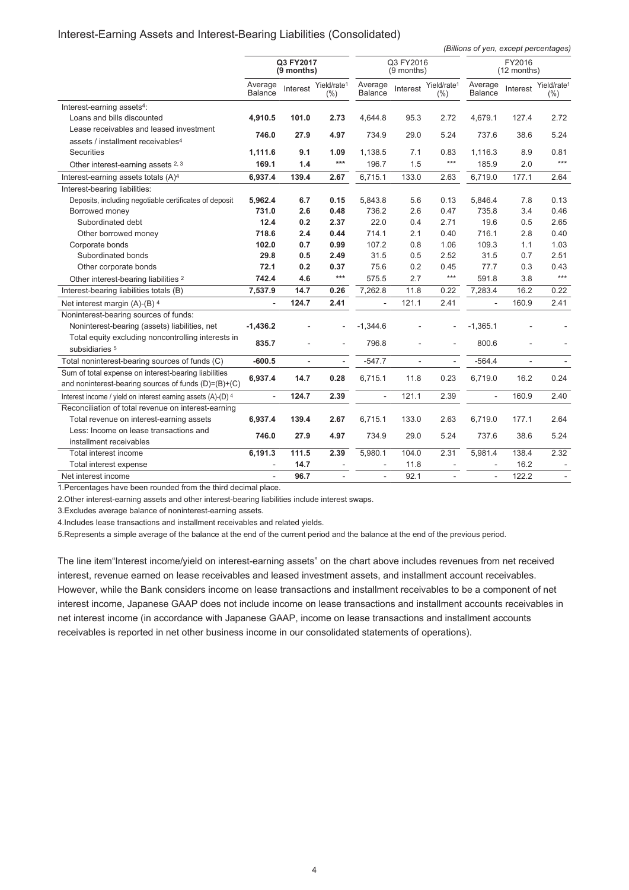## Interest-Earning Assets and Interest-Bearing Liabilities (Consolidated)

*(Billions of yen, except percentages)*

| | Q3 FY2017 (9 months) | | | Q3 FY2016 (9 months) | | | FY2016 (12 months) | | |
|---|---|---|---|---|---|---|---|---|---|
| | Average Balance | Interest | Yield/rate[1] (%) | Average Balance | Interest | Yield/rate[1] (%) | Average Balance | Interest | Yield/rate[1] (%) |
| Interest-earning assets[4]: | | | | | | | | | |
| Loans and bills discounted | **4,910.5** | **101.0** | **2.73** | 4,644.8 | 95.3 | 2.72 | 4,679.1 | 127.4 | 2.72 |
| Lease receivables and leased investment assets / installment receivables[4] | **746.0** | **27.9** | **4.97** | 734.9 | 29.0 | 5.24 | 737.6 | 38.6 | 5.24 |
| Securities | **1,111.6** | **9.1** | **1.09** | 1,138.5 | 7.1 | 0.83 | 1,116.3 | 8.9 | 0.81 |
| Other interest-earning assets [2, 3] | **169.1** | **1.4** | *** | 196.7 | 1.5 | *** | 185.9 | 2.0 | *** |
| Interest-earning assets totals (A)[4] | **6,937.4** | **139.4** | **2.67** | 6,715.1 | 133.0 | 2.63 | 6,719.0 | 177.1 | 2.64 |
| Interest-bearing liabilities: | | | | | | | | | |
| Deposits, including negotiable certificates of deposit | **5,962.4** | **6.7** | **0.15** | 5,843.8 | 5.6 | 0.13 | 5,846.4 | 7.8 | 0.13 |
| Borrowed money | **731.0** | **2.6** | **0.48** | 736.2 | 2.6 | 0.47 | 735.8 | 3.4 | 0.46 |
| Subordinated debt | **12.4** | **0.2** | **2.37** | 22.0 | 0.4 | 2.71 | 19.6 | 0.5 | 2.65 |
| Other borrowed money | **718.6** | **2.4** | **0.44** | 714.1 | 2.1 | 0.40 | 716.1 | 2.8 | 0.40 |
| Corporate bonds | **102.0** | **0.7** | **0.99** | 107.2 | 0.8 | 1.06 | 109.3 | 1.1 | 1.03 |
| Subordinated bonds | **29.8** | **0.5** | **2.49** | 31.5 | 0.5 | 2.52 | 31.5 | 0.7 | 2.51 |
| Other corporate bonds | **72.1** | **0.2** | **0.37** | 75.6 | 0.2 | 0.45 | 77.7 | 0.3 | 0.43 |
| Other interest-bearing liabilities [2] | **742.4** | **4.6** | *** | 575.5 | 2.7 | *** | 591.8 | 3.8 | *** |
| Interest-bearing liabilities totals (B) | **7,537.9** | **14.7** | **0.26** | 7,262.8 | 11.8 | 0.22 | 7,283.4 | 16.2 | 0.22 |
| Net interest margin (A)-(B) [4] | - | **124.7** | **2.41** | - | 121.1 | 2.41 | - | 160.9 | 2.41 |
| Noninterest-bearing sources of funds: | | | | | | | | | |
| Noninterest-bearing (assets) liabilities, net | **-1,436.2** | - | - | -1,344.6 | - | - | -1,365.1 | - | - |
| Total equity excluding noncontrolling interests in subsidiaries [5] | **835.7** | - | - | 796.8 | - | - | 800.6 | - | - |
| Total noninterest-bearing sources of funds (C) | **-600.5** | - | - | -547.7 | - | - | -564.4 | - | - |
| Sum of total expense on interest-bearing liabilities and noninterest-bearing sources of funds (D)=(B)+(C) | **6,937.4** | **14.7** | **0.28** | 6,715.1 | 11.8 | 0.23 | 6,719.0 | 16.2 | 0.24 |
| Interest income / yield on interest earning assets (A)-(D) [4] | - | **124.7** | **2.39** | - | 121.1 | 2.39 | - | 160.9 | 2.40 |
| Reconciliation of total revenue on interest-earning | | | | | | | | | |
| Total revenue on interest-earning assets | **6,937.4** | **139.4** | **2.67** | 6,715.1 | 133.0 | 2.63 | 6,719.0 | 177.1 | 2.64 |
| Less: Income on lease transactions and installment receivables | **746.0** | **27.9** | **4.97** | 734.9 | 29.0 | 5.24 | 737.6 | 38.6 | 5.24 |
| Total interest income | **6,191.3** | **111.5** | **2.39** | 5,980.1 | 104.0 | 2.31 | 5,981.4 | 138.4 | 2.32 |
| Total interest expense | - | **14.7** | - | - | 11.8 | - | - | 16.2 | - |
| Net interest income | - | **96.7** | - | - | 92.1 | - | - | 122.2 | - |

1.Percentages have been rounded from the third decimal place.

2.Other interest-earning assets and other interest-bearing liabilities include interest swaps.

3.Excludes average balance of noninterest-earning assets.

4.Includes lease transactions and installment receivables and related yields.

5.Represents a simple average of the balance at the end of the current period and the balance at the end of the previous period.

The line item"Interest income/yield on interest-earning assets" on the chart above includes revenues from net received interest, revenue earned on lease receivables and leased investment assets, and installment account receivables. However, while the Bank considers income on lease transactions and installment receivables to be a component of net interest income, Japanese GAAP does not include income on lease transactions and installment accounts receivables in net interest income (in accordance with Japanese GAAP, income on lease transactions and installment accounts receivables is reported in net other business income in our consolidated statements of operations).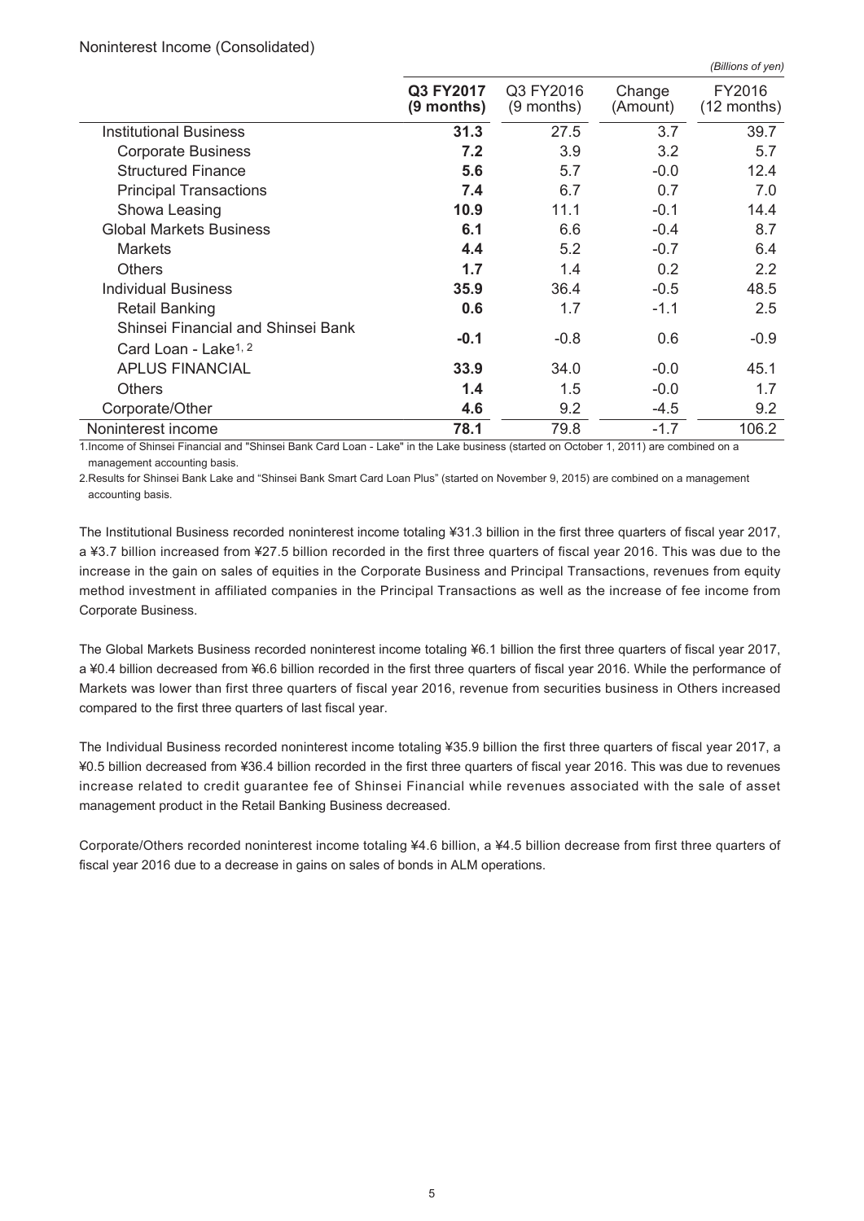Noninterest Income (Consolidated)

*(Billions of yen)*

| | **Q3 FY2017 (9 months)** | Q3 FY2016 (9 months) | Change (Amount) | FY2016 (12 months) |
|---|---|---|---|---|
| Institutional Business | **31.3** | 27.5 | 3.7 | 39.7 |
| Corporate Business | **7.2** | 3.9 | 3.2 | 5.7 |
| Structured Finance | **5.6** | 5.7 | -0.0 | 12.4 |
| Principal Transactions | **7.4** | 6.7 | 0.7 | 7.0 |
| Showa Leasing | **10.9** | 11.1 | -0.1 | 14.4 |
| Global Markets Business | **6.1** | 6.6 | -0.4 | 8.7 |
| Markets | **4.4** | 5.2 | -0.7 | 6.4 |
| Others | **1.7** | 1.4 | 0.2 | 2.2 |
| Individual Business | **35.9** | 36.4 | -0.5 | 48.5 |
| Retail Banking | **0.6** | 1.7 | -1.1 | 2.5 |
| Shinsei Financial and Shinsei Bank Card Loan - Lake[1, 2] | **-0.1** | -0.8 | 0.6 | -0.9 |
| APLUS FINANCIAL | **33.9** | 34.0 | -0.0 | 45.1 |
| Others | **1.4** | 1.5 | -0.0 | 1.7 |
| Corporate/Other | **4.6** | 9.2 | -4.5 | 9.2 |
| Noninterest income | **78.1** | 79.8 | -1.7 | 106.2 |

1.Income of Shinsei Financial and "Shinsei Bank Card Loan - Lake" in the Lake business (started on October 1, 2011) are combined on a management accounting basis.

2.Results for Shinsei Bank Lake and "Shinsei Bank Smart Card Loan Plus" (started on November 9, 2015) are combined on a management accounting basis.

The Institutional Business recorded noninterest income totaling ¥31.3 billion in the first three quarters of fiscal year 2017, a ¥3.7 billion increased from ¥27.5 billion recorded in the first three quarters of fiscal year 2016. This was due to the increase in the gain on sales of equities in the Corporate Business and Principal Transactions, revenues from equity method investment in affiliated companies in the Principal Transactions as well as the increase of fee income from Corporate Business.

The Global Markets Business recorded noninterest income totaling ¥6.1 billion the first three quarters of fiscal year 2017, a ¥0.4 billion decreased from ¥6.6 billion recorded in the first three quarters of fiscal year 2016. While the performance of Markets was lower than first three quarters of fiscal year 2016, revenue from securities business in Others increased compared to the first three quarters of last fiscal year.

The Individual Business recorded noninterest income totaling ¥35.9 billion the first three quarters of fiscal year 2017, a ¥0.5 billion decreased from ¥36.4 billion recorded in the first three quarters of fiscal year 2016. This was due to revenues increase related to credit guarantee fee of Shinsei Financial while revenues associated with the sale of asset management product in the Retail Banking Business decreased.

Corporate/Others recorded noninterest income totaling ¥4.6 billion, a ¥4.5 billion decrease from first three quarters of fiscal year 2016 due to a decrease in gains on sales of bonds in ALM operations.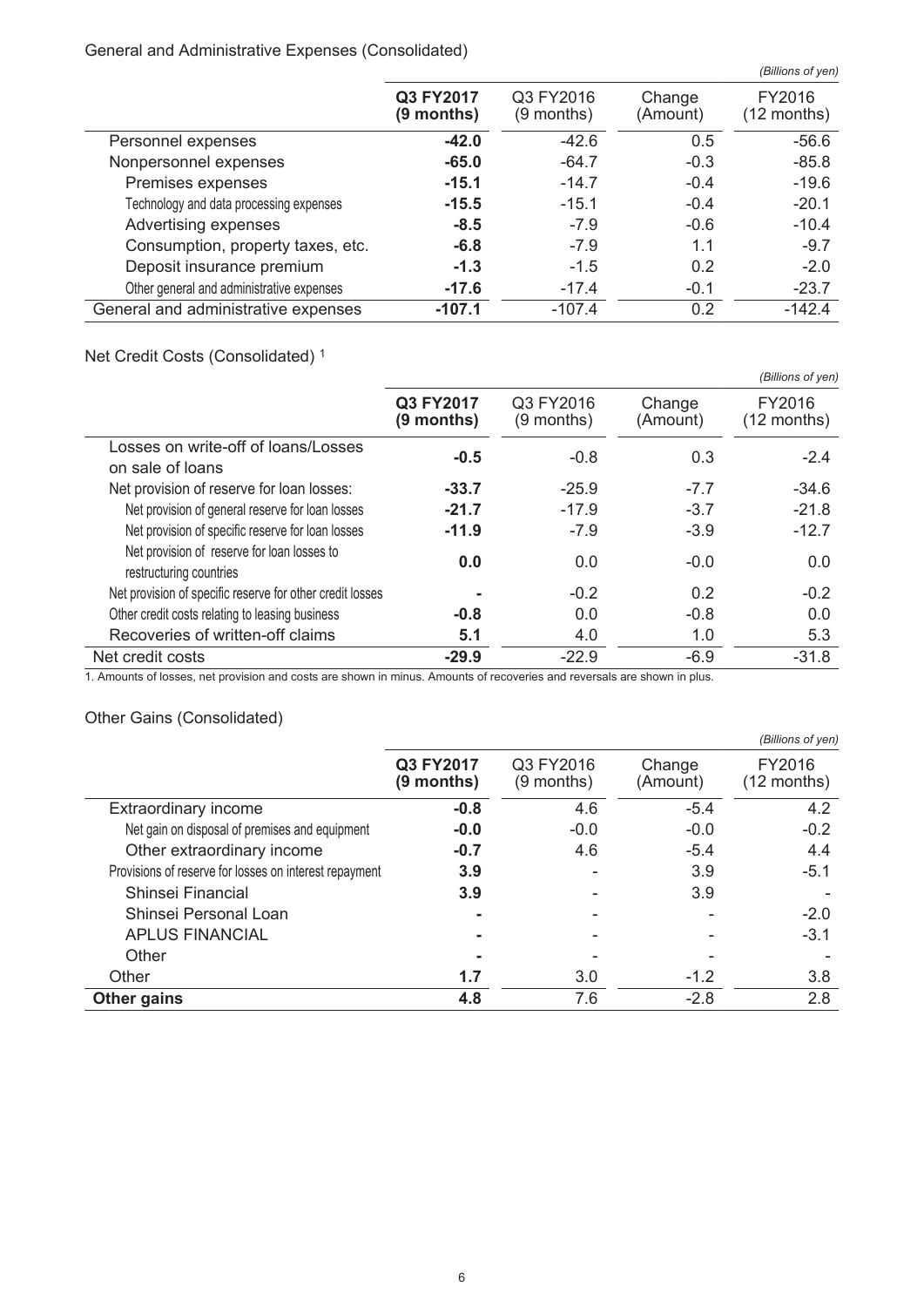General and Administrative Expenses (Consolidated)

*(Billions of yen)*

| | Q3 FY2017 (9 months) | Q3 FY2016 (9 months) | Change (Amount) | FY2016 (12 months) |
|---|---|---|---|---|
| Personnel expenses | **-42.0** | -42.6 | 0.5 | -56.6 |
| Nonpersonnel expenses | **-65.0** | -64.7 | -0.3 | -85.8 |
| Premises expenses | **-15.1** | -14.7 | -0.4 | -19.6 |
| Technology and data processing expenses | **-15.5** | -15.1 | -0.4 | -20.1 |
| Advertising expenses | **-8.5** | -7.9 | -0.6 | -10.4 |
| Consumption, property taxes, etc. | **-6.8** | -7.9 | 1.1 | -9.7 |
| Deposit insurance premium | **-1.3** | -1.5 | 0.2 | -2.0 |
| Other general and administrative expenses | **-17.6** | -17.4 | -0.1 | -23.7 |
| General and administrative expenses | **-107.1** | -107.4 | 0.2 | -142.4 |

Net Credit Costs (Consolidated) [1]

*(Billions of yen)*

| | Q3 FY2017 (9 months) | Q3 FY2016 (9 months) | Change (Amount) | FY2016 (12 months) |
|---|---|---|---|---|
| Losses on write-off of loans/Losses on sale of loans | **-0.5** | -0.8 | 0.3 | -2.4 |
| Net provision of reserve for loan losses: | **-33.7** | -25.9 | -7.7 | -34.6 |
| Net provision of general reserve for loan losses | **-21.7** | -17.9 | -3.7 | -21.8 |
| Net provision of specific reserve for loan losses | **-11.9** | -7.9 | -3.9 | -12.7 |
| Net provision of reserve for loan losses to restructuring countries | **0.0** | 0.0 | -0.0 | 0.0 |
| Net provision of specific reserve for other credit losses | **-** | -0.2 | 0.2 | -0.2 |
| Other credit costs relating to leasing business | **-0.8** | 0.0 | -0.8 | 0.0 |
| Recoveries of written-off claims | **5.1** | 4.0 | 1.0 | 5.3 |
| Net credit costs | **-29.9** | -22.9 | -6.9 | -31.8 |

1. Amounts of losses, net provision and costs are shown in minus. Amounts of recoveries and reversals are shown in plus.

Other Gains (Consolidated)

*(Billions of yen)*

| | Q3 FY2017 (9 months) | Q3 FY2016 (9 months) | Change (Amount) | FY2016 (12 months) |
|---|---|---|---|---|
| Extraordinary income | **-0.8** | 4.6 | -5.4 | 4.2 |
| Net gain on disposal of premises and equipment | **-0.0** | -0.0 | -0.0 | -0.2 |
| Other extraordinary income | **-0.7** | 4.6 | -5.4 | 4.4 |
| Provisions of reserve for losses on interest repayment | **3.9** | - | 3.9 | -5.1 |
| Shinsei Financial | **3.9** | - | 3.9 | - |
| Shinsei Personal Loan | **-** | - | - | -2.0 |
| APLUS FINANCIAL | **-** | - | - | -3.1 |
| Other | **-** | - | - | - |
| Other | **1.7** | 3.0 | -1.2 | 3.8 |
| **Other gains** | **4.8** | 7.6 | -2.8 | 2.8 |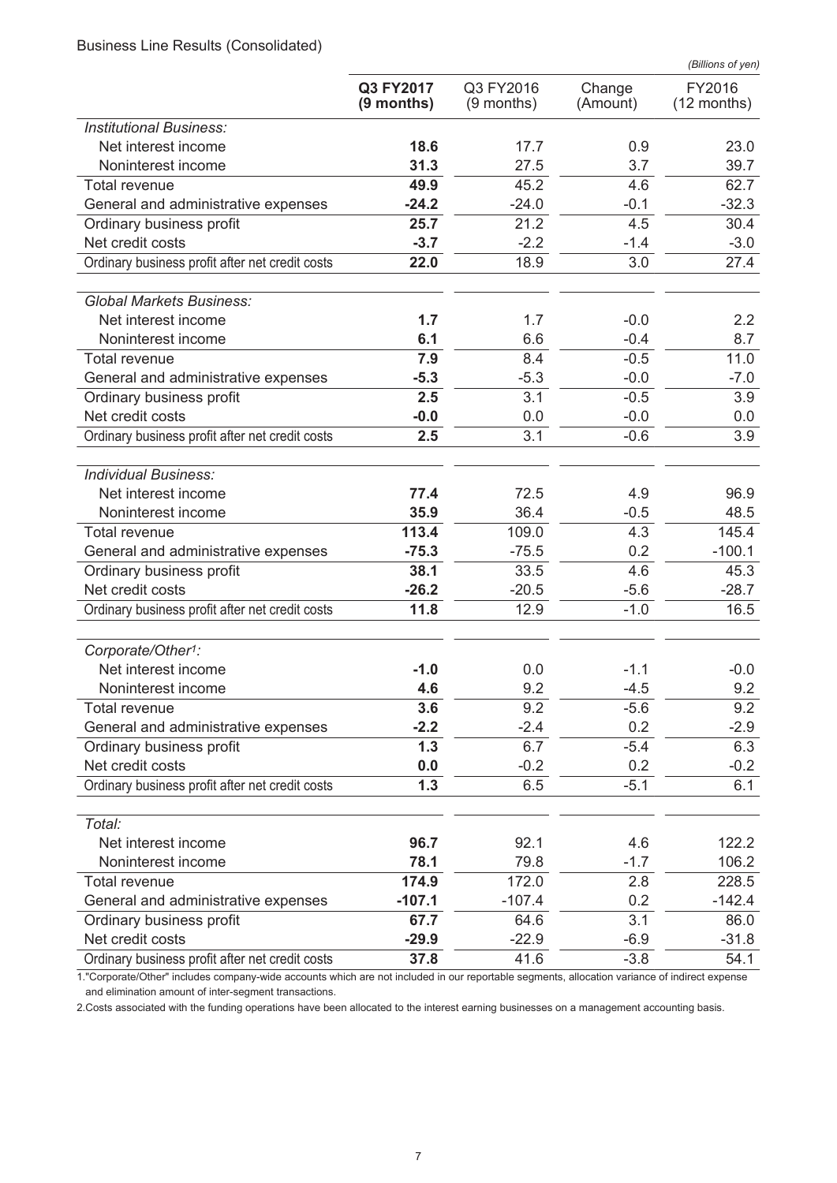Business Line Results (Consolidated)

*(Billions of yen)*

| | **Q3 FY2017 (9 months)** | Q3 FY2016 (9 months) | Change (Amount) | FY2016 (12 months) |
|---|---|---|---|---|
| *Institutional Business:* | | | | |
| Net interest income | **18.6** | 17.7 | 0.9 | 23.0 |
| Noninterest income | **31.3** | 27.5 | 3.7 | 39.7 |
| Total revenue | **49.9** | 45.2 | 4.6 | 62.7 |
| General and administrative expenses | **-24.2** | -24.0 | -0.1 | -32.3 |
| Ordinary business profit | **25.7** | 21.2 | 4.5 | 30.4 |
| Net credit costs | **-3.7** | -2.2 | -1.4 | -3.0 |
| Ordinary business profit after net credit costs | **22.0** | 18.9 | 3.0 | 27.4 |
| *Global Markets Business:* | | | | |
| Net interest income | **1.7** | 1.7 | -0.0 | 2.2 |
| Noninterest income | **6.1** | 6.6 | -0.4 | 8.7 |
| Total revenue | **7.9** | 8.4 | -0.5 | 11.0 |
| General and administrative expenses | **-5.3** | -5.3 | -0.0 | -7.0 |
| Ordinary business profit | **2.5** | 3.1 | -0.5 | 3.9 |
| Net credit costs | **-0.0** | 0.0 | -0.0 | 0.0 |
| Ordinary business profit after net credit costs | **2.5** | 3.1 | -0.6 | 3.9 |
| *Individual Business:* | | | | |
| Net interest income | **77.4** | 72.5 | 4.9 | 96.9 |
| Noninterest income | **35.9** | 36.4 | -0.5 | 48.5 |
| Total revenue | **113.4** | 109.0 | 4.3 | 145.4 |
| General and administrative expenses | **-75.3** | -75.5 | 0.2 | -100.1 |
| Ordinary business profit | **38.1** | 33.5 | 4.6 | 45.3 |
| Net credit costs | **-26.2** | -20.5 | -5.6 | -28.7 |
| Ordinary business profit after net credit costs | **11.8** | 12.9 | -1.0 | 16.5 |
| *Corporate/Other[1]:* | | | | |
| Net interest income | **-1.0** | 0.0 | -1.1 | -0.0 |
| Noninterest income | **4.6** | 9.2 | -4.5 | 9.2 |
| Total revenue | **3.6** | 9.2 | -5.6 | 9.2 |
| General and administrative expenses | **-2.2** | -2.4 | 0.2 | -2.9 |
| Ordinary business profit | **1.3** | 6.7 | -5.4 | 6.3 |
| Net credit costs | **0.0** | -0.2 | 0.2 | -0.2 |
| Ordinary business profit after net credit costs | **1.3** | 6.5 | -5.1 | 6.1 |
| *Total:* | | | | |
| Net interest income | **96.7** | 92.1 | 4.6 | 122.2 |
| Noninterest income | **78.1** | 79.8 | -1.7 | 106.2 |
| Total revenue | **174.9** | 172.0 | 2.8 | 228.5 |
| General and administrative expenses | **-107.1** | -107.4 | 0.2 | -142.4 |
| Ordinary business profit | **67.7** | 64.6 | 3.1 | 86.0 |
| Net credit costs | **-29.9** | -22.9 | -6.9 | -31.8 |
| Ordinary business profit after net credit costs | **37.8** | 41.6 | -3.8 | 54.1 |

1."Corporate/Other" includes company-wide accounts which are not included in our reportable segments, allocation variance of indirect expense and elimination amount of inter-segment transactions.

2.Costs associated with the funding operations have been allocated to the interest earning businesses on a management accounting basis.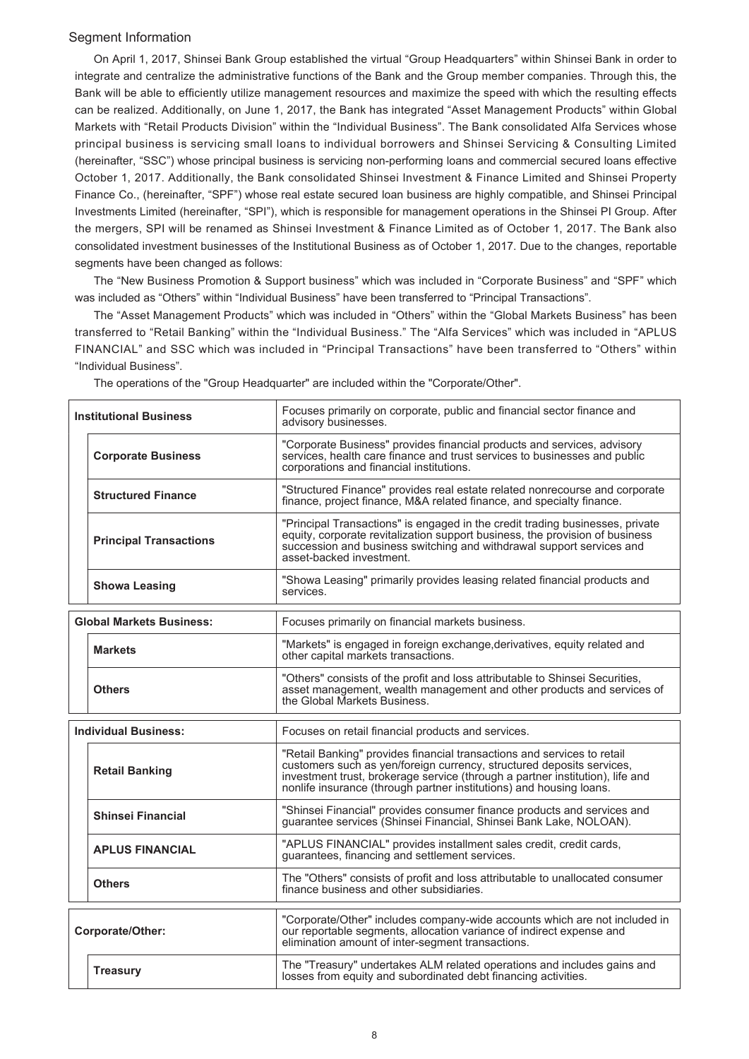## Segment Information

On April 1, 2017, Shinsei Bank Group established the virtual "Group Headquarters" within Shinsei Bank in order to integrate and centralize the administrative functions of the Bank and the Group member companies. Through this, the Bank will be able to efficiently utilize management resources and maximize the speed with which the resulting effects can be realized. Additionally, on June 1, 2017, the Bank has integrated "Asset Management Products" within Global Markets with "Retail Products Division" within the "Individual Business". The Bank consolidated Alfa Services whose principal business is servicing small loans to individual borrowers and Shinsei Servicing & Consulting Limited (hereinafter, "SSC") whose principal business is servicing non-performing loans and commercial secured loans effective October 1, 2017. Additionally, the Bank consolidated Shinsei Investment & Finance Limited and Shinsei Property Finance Co., (hereinafter, "SPF") whose real estate secured loan business are highly compatible, and Shinsei Principal Investments Limited (hereinafter, "SPI"), which is responsible for management operations in the Shinsei PI Group. After the mergers, SPI will be renamed as Shinsei Investment & Finance Limited as of October 1, 2017. The Bank also consolidated investment businesses of the Institutional Business as of October 1, 2017. Due to the changes, reportable segments have been changed as follows:

The "New Business Promotion & Support business" which was included in "Corporate Business" and "SPF" which was included as "Others" within "Individual Business" have been transferred to "Principal Transactions".

The "Asset Management Products" which was included in "Others" within the "Global Markets Business" has been transferred to "Retail Banking" within the "Individual Business." The "Alfa Services" which was included in "APLUS FINANCIAL" and SSC which was included in "Principal Transactions" have been transferred to "Others" within "Individual Business".

The operations of the "Group Headquarter" are included within the "Corporate/Other".

| Segment | Description |
|---|---|
| **Institutional Business** | Focuses primarily on corporate, public and financial sector finance and advisory businesses. |
| **Corporate Business** | "Corporate Business" provides financial products and services, advisory services, health care finance and trust services to businesses and public corporations and financial institutions. |
| **Structured Finance** | "Structured Finance" provides real estate related nonrecourse and corporate finance, project finance, M&A related finance, and specialty finance. |
| **Principal Transactions** | "Principal Transactions" is engaged in the credit trading businesses, private equity, corporate revitalization support business, the provision of business succession and business switching and withdrawal support services and asset-backed investment. |
| **Showa Leasing** | "Showa Leasing" primarily provides leasing related financial products and services. |
| **Global Markets Business:** | Focuses primarily on financial markets business. |
| **Markets** | "Markets" is engaged in foreign exchange,derivatives, equity related and other capital markets transactions. |
| **Others** | "Others" consists of the profit and loss attributable to Shinsei Securities, asset management, wealth management and other products and services of the Global Markets Business. |
| **Individual Business:** | Focuses on retail financial products and services. |
| **Retail Banking** | "Retail Banking" provides financial transactions and services to retail customers such as yen/foreign currency, structured deposits services, investment trust, brokerage service (through a partner institution), life and nonlife insurance (through partner institutions) and housing loans. |
| **Shinsei Financial** | "Shinsei Financial" provides consumer finance products and services and guarantee services (Shinsei Financial, Shinsei Bank Lake, NOLOAN). |
| **APLUS FINANCIAL** | "APLUS FINANCIAL" provides installment sales credit, credit cards, guarantees, financing and settlement services. |
| **Others** | The "Others" consists of profit and loss attributable to unallocated consumer finance business and other subsidiaries. |
| **Corporate/Other:** | "Corporate/Other" includes company-wide accounts which are not included in our reportable segments, allocation variance of indirect expense and elimination amount of inter-segment transactions. |
| **Treasury** | The "Treasury" undertakes ALM related operations and includes gains and losses from equity and subordinated debt financing activities. |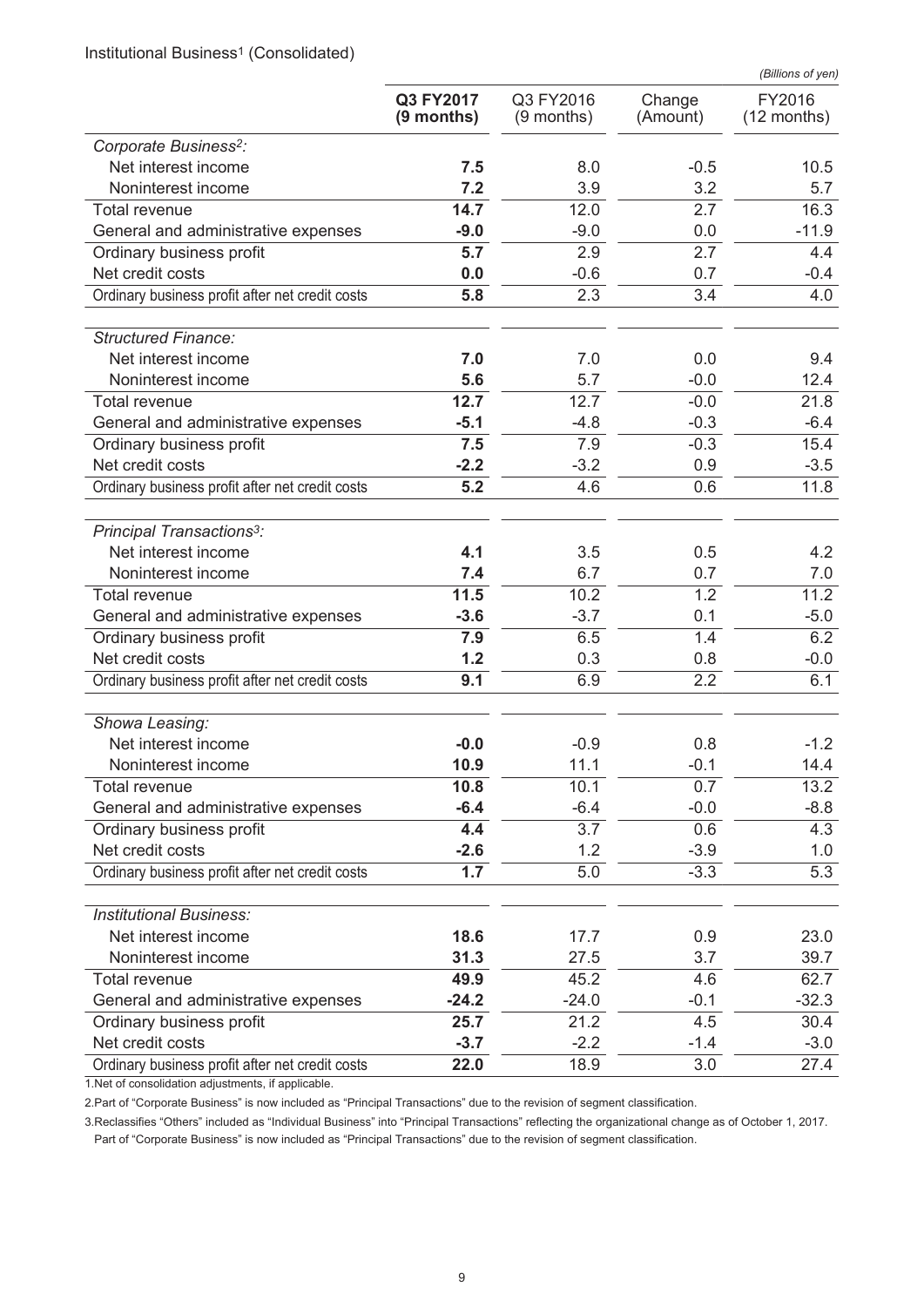Institutional Business[1] (Consolidated)

*(Billions of yen)*

| | **Q3 FY2017 (9 months)** | Q3 FY2016 (9 months) | Change (Amount) | FY2016 (12 months) |
|---|---|---|---|---|
| *Corporate Business[2]:* | | | | |
| Net interest income | **7.5** | 8.0 | -0.5 | 10.5 |
| Noninterest income | **7.2** | 3.9 | 3.2 | 5.7 |
| Total revenue | **14.7** | 12.0 | 2.7 | 16.3 |
| General and administrative expenses | **-9.0** | -9.0 | 0.0 | -11.9 |
| Ordinary business profit | **5.7** | 2.9 | 2.7 | 4.4 |
| Net credit costs | **0.0** | -0.6 | 0.7 | -0.4 |
| Ordinary business profit after net credit costs | **5.8** | 2.3 | 3.4 | 4.0 |
| *Structured Finance:* | | | | |
| Net interest income | **7.0** | 7.0 | 0.0 | 9.4 |
| Noninterest income | **5.6** | 5.7 | -0.0 | 12.4 |
| Total revenue | **12.7** | 12.7 | -0.0 | 21.8 |
| General and administrative expenses | **-5.1** | -4.8 | -0.3 | -6.4 |
| Ordinary business profit | **7.5** | 7.9 | -0.3 | 15.4 |
| Net credit costs | **-2.2** | -3.2 | 0.9 | -3.5 |
| Ordinary business profit after net credit costs | **5.2** | 4.6 | 0.6 | 11.8 |
| *Principal Transactions[3]:* | | | | |
| Net interest income | **4.1** | 3.5 | 0.5 | 4.2 |
| Noninterest income | **7.4** | 6.7 | 0.7 | 7.0 |
| Total revenue | **11.5** | 10.2 | 1.2 | 11.2 |
| General and administrative expenses | **-3.6** | -3.7 | 0.1 | -5.0 |
| Ordinary business profit | **7.9** | 6.5 | 1.4 | 6.2 |
| Net credit costs | **1.2** | 0.3 | 0.8 | -0.0 |
| Ordinary business profit after net credit costs | **9.1** | 6.9 | 2.2 | 6.1 |
| *Showa Leasing:* | | | | |
| Net interest income | **-0.0** | -0.9 | 0.8 | -1.2 |
| Noninterest income | **10.9** | 11.1 | -0.1 | 14.4 |
| Total revenue | **10.8** | 10.1 | 0.7 | 13.2 |
| General and administrative expenses | **-6.4** | -6.4 | -0.0 | -8.8 |
| Ordinary business profit | **4.4** | 3.7 | 0.6 | 4.3 |
| Net credit costs | **-2.6** | 1.2 | -3.9 | 1.0 |
| Ordinary business profit after net credit costs | **1.7** | 5.0 | -3.3 | 5.3 |
| *Institutional Business:* | | | | |
| Net interest income | **18.6** | 17.7 | 0.9 | 23.0 |
| Noninterest income | **31.3** | 27.5 | 3.7 | 39.7 |
| Total revenue | **49.9** | 45.2 | 4.6 | 62.7 |
| General and administrative expenses | **-24.2** | -24.0 | -0.1 | -32.3 |
| Ordinary business profit | **25.7** | 21.2 | 4.5 | 30.4 |
| Net credit costs | **-3.7** | -2.2 | -1.4 | -3.0 |
| Ordinary business profit after net credit costs | **22.0** | 18.9 | 3.0 | 27.4 |

1.Net of consolidation adjustments, if applicable.

2.Part of "Corporate Business" is now included as "Principal Transactions" due to the revision of segment classification.

3.Reclassifies "Others" included as "Individual Business" into "Principal Transactions" reflecting the organizational change as of October 1, 2017. Part of "Corporate Business" is now included as "Principal Transactions" due to the revision of segment classification.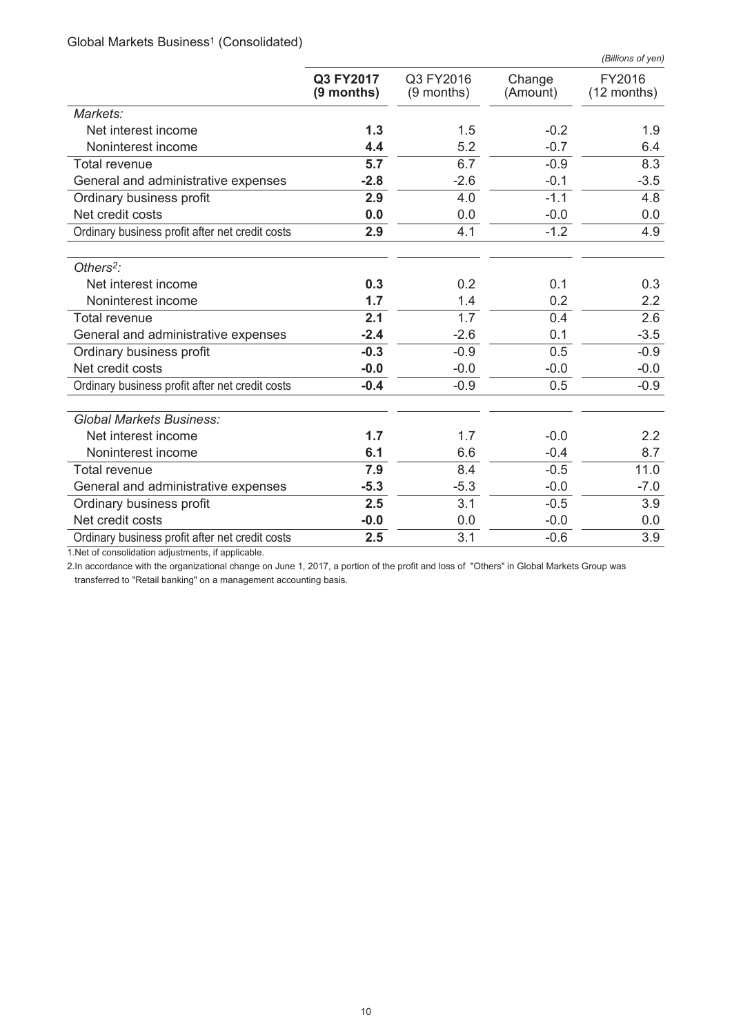Global Markets Business[1] (Consolidated)

*(Billions of yen)*

| | **Q3 FY2017 (9 months)** | Q3 FY2016 (9 months) | Change (Amount) | FY2016 (12 months) |
|---|---|---|---|---|
| *Markets:* | | | | |
| Net interest income | **1.3** | 1.5 | -0.2 | 1.9 |
| Noninterest income | **4.4** | 5.2 | -0.7 | 6.4 |
| Total revenue | **5.7** | 6.7 | -0.9 | 8.3 |
| General and administrative expenses | **-2.8** | -2.6 | -0.1 | -3.5 |
| Ordinary business profit | **2.9** | 4.0 | -1.1 | 4.8 |
| Net credit costs | **0.0** | 0.0 | -0.0 | 0.0 |
| Ordinary business profit after net credit costs | **2.9** | 4.1 | -1.2 | 4.9 |
| *Others[2]:* | | | | |
| Net interest income | **0.3** | 0.2 | 0.1 | 0.3 |
| Noninterest income | **1.7** | 1.4 | 0.2 | 2.2 |
| Total revenue | **2.1** | 1.7 | 0.4 | 2.6 |
| General and administrative expenses | **-2.4** | -2.6 | 0.1 | -3.5 |
| Ordinary business profit | **-0.3** | -0.9 | 0.5 | -0.9 |
| Net credit costs | **-0.0** | -0.0 | -0.0 | -0.0 |
| Ordinary business profit after net credit costs | **-0.4** | -0.9 | 0.5 | -0.9 |
| *Global Markets Business:* | | | | |
| Net interest income | **1.7** | 1.7 | -0.0 | 2.2 |
| Noninterest income | **6.1** | 6.6 | -0.4 | 8.7 |
| Total revenue | **7.9** | 8.4 | -0.5 | 11.0 |
| General and administrative expenses | **-5.3** | -5.3 | -0.0 | -7.0 |
| Ordinary business profit | **2.5** | 3.1 | -0.5 | 3.9 |
| Net credit costs | **-0.0** | 0.0 | -0.0 | 0.0 |
| Ordinary business profit after net credit costs | **2.5** | 3.1 | -0.6 | 3.9 |

1.Net of consolidation adjustments, if applicable.

2.In accordance with the organizational change on June 1, 2017, a portion of the profit and loss of "Others" in Global Markets Group was transferred to "Retail banking" on a management accounting basis.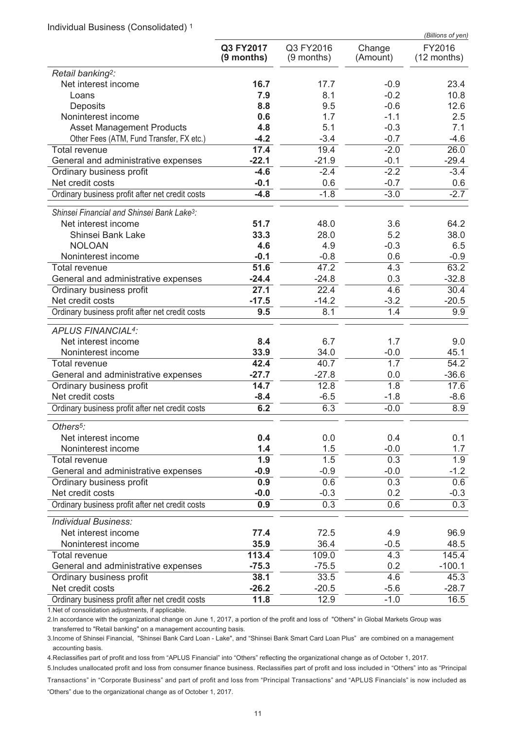Individual Business (Consolidated) [1]

*(Billions of yen)*

| | **Q3 FY2017 (9 months)** | Q3 FY2016 (9 months) | Change (Amount) | FY2016 (12 months) |
|---|---|---|---|---|
| *Retail banking[2]:* | | | | |
| Net interest income | **16.7** | 17.7 | -0.9 | 23.4 |
| Loans | **7.9** | 8.1 | -0.2 | 10.8 |
| Deposits | **8.8** | 9.5 | -0.6 | 12.6 |
| Noninterest income | **0.6** | 1.7 | -1.1 | 2.5 |
| Asset Management Products | **4.8** | 5.1 | -0.3 | 7.1 |
| Other Fees (ATM, Fund Transfer, FX etc.) | **-4.2** | -3.4 | -0.7 | -4.6 |
| Total revenue | **17.4** | 19.4 | -2.0 | 26.0 |
| General and administrative expenses | **-22.1** | -21.9 | -0.1 | -29.4 |
| Ordinary business profit | **-4.6** | -2.4 | -2.2 | -3.4 |
| Net credit costs | **-0.1** | 0.6 | -0.7 | 0.6 |
| Ordinary business profit after net credit costs | **-4.8** | -1.8 | -3.0 | -2.7 |
| *Shinsei Financial and Shinsei Bank Lake[3]:* | | | | |
| Net interest income | **51.7** | 48.0 | 3.6 | 64.2 |
| Shinsei Bank Lake | **33.3** | 28.0 | 5.2 | 38.0 |
| NOLOAN | **4.6** | 4.9 | -0.3 | 6.5 |
| Noninterest income | **-0.1** | -0.8 | 0.6 | -0.9 |
| Total revenue | **51.6** | 47.2 | 4.3 | 63.2 |
| General and administrative expenses | **-24.4** | -24.8 | 0.3 | -32.8 |
| Ordinary business profit | **27.1** | 22.4 | 4.6 | 30.4 |
| Net credit costs | **-17.5** | -14.2 | -3.2 | -20.5 |
| Ordinary business profit after net credit costs | **9.5** | 8.1 | 1.4 | 9.9 |
| *APLUS FINANCIAL[4]:* | | | | |
| Net interest income | **8.4** | 6.7 | 1.7 | 9.0 |
| Noninterest income | **33.9** | 34.0 | -0.0 | 45.1 |
| Total revenue | **42.4** | 40.7 | 1.7 | 54.2 |
| General and administrative expenses | **-27.7** | -27.8 | 0.0 | -36.6 |
| Ordinary business profit | **14.7** | 12.8 | 1.8 | 17.6 |
| Net credit costs | **-8.4** | -6.5 | -1.8 | -8.6 |
| Ordinary business profit after net credit costs | **6.2** | 6.3 | -0.0 | 8.9 |
| *Others[5]:* | | | | |
| Net interest income | **0.4** | 0.0 | 0.4 | 0.1 |
| Noninterest income | **1.4** | 1.5 | -0.0 | 1.7 |
| Total revenue | **1.9** | 1.5 | 0.3 | 1.9 |
| General and administrative expenses | **-0.9** | -0.9 | -0.0 | -1.2 |
| Ordinary business profit | **0.9** | 0.6 | 0.3 | 0.6 |
| Net credit costs | **-0.0** | -0.3 | 0.2 | -0.3 |
| Ordinary business profit after net credit costs | **0.9** | 0.3 | 0.6 | 0.3 |
| *Individual Business:* | | | | |
| Net interest income | **77.4** | 72.5 | 4.9 | 96.9 |
| Noninterest income | **35.9** | 36.4 | -0.5 | 48.5 |
| Total revenue | **113.4** | 109.0 | 4.3 | 145.4 |
| General and administrative expenses | **-75.3** | -75.5 | 0.2 | -100.1 |
| Ordinary business profit | **38.1** | 33.5 | 4.6 | 45.3 |
| Net credit costs | **-26.2** | -20.5 | -5.6 | -28.7 |
| Ordinary business profit after net credit costs | **11.8** | 12.9 | -1.0 | 16.5 |

1.Net of consolidation adjustments, if applicable.

2.In accordance with the organizational change on June 1, 2017, a portion of the profit and loss of "Others" in Global Markets Group was transferred to "Retail banking" on a management accounting basis.

3.Income of Shinsei Financial, "Shinsei Bank Card Loan - Lake", and "Shinsei Bank Smart Card Loan Plus" are combined on a management accounting basis.

4.Reclassifies part of profit and loss from "APLUS Financial" into "Others" reflecting the organizational change as of October 1, 2017.

5.Includes unallocated profit and loss from consumer finance business. Reclassifies part of profit and loss included in "Others" into as "Principal Transactions" in "Corporate Business" and part of profit and loss from "Principal Transactions" and "APLUS Financials" is now included as "Others" due to the organizational change as of October 1, 2017.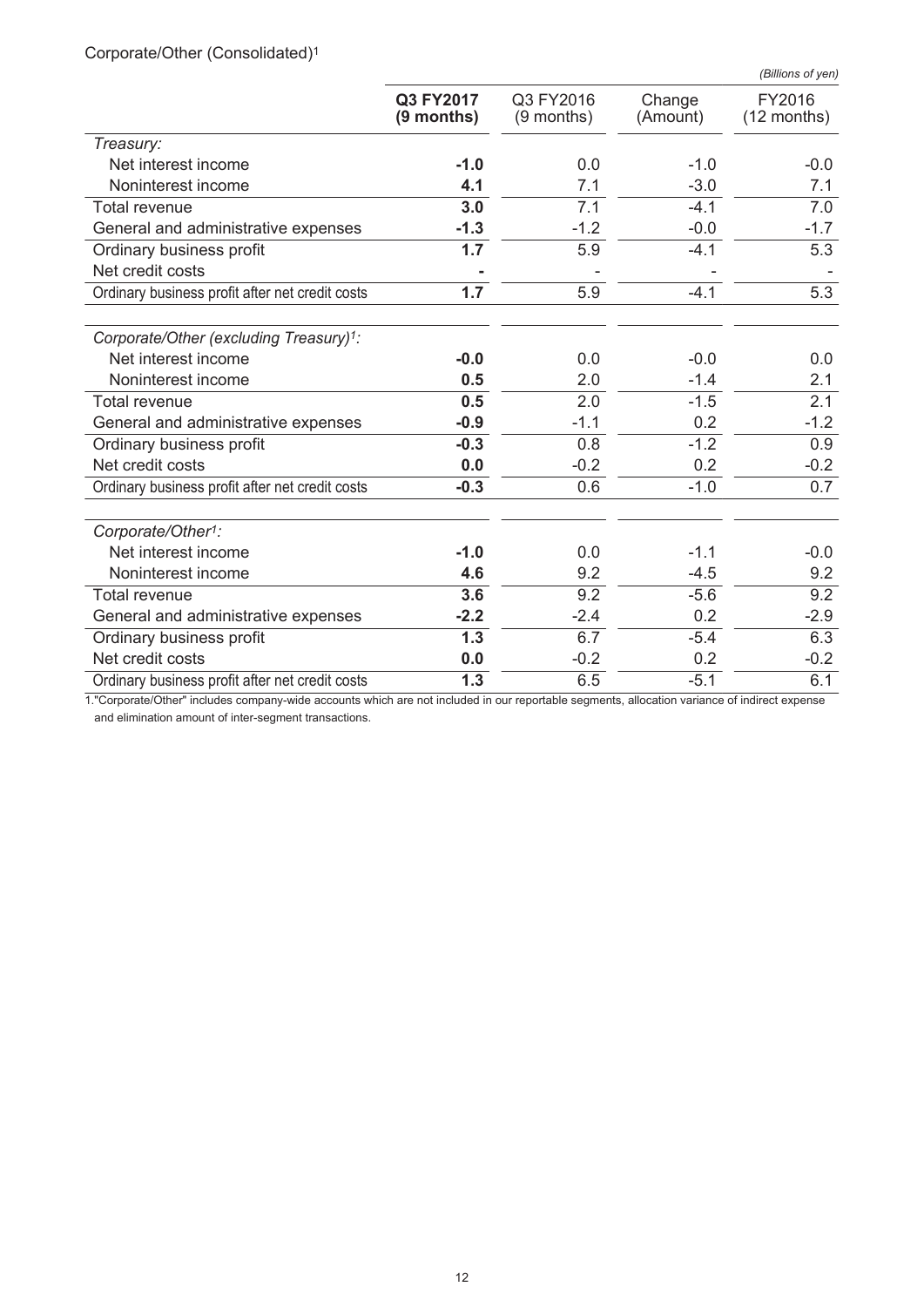Corporate/Other (Consolidated)[1]

*(Billions of yen)*

| | **Q3 FY2017 (9 months)** | Q3 FY2016 (9 months) | Change (Amount) | FY2016 (12 months) |
|---|---|---|---|---|
| *Treasury:* | | | | |
| Net interest income | **-1.0** | 0.0 | -1.0 | -0.0 |
| Noninterest income | **4.1** | 7.1 | -3.0 | 7.1 |
| Total revenue | **3.0** | 7.1 | -4.1 | 7.0 |
| General and administrative expenses | **-1.3** | -1.2 | -0.0 | -1.7 |
| Ordinary business profit | **1.7** | 5.9 | -4.1 | 5.3 |
| Net credit costs | **-** | - | - | - |
| Ordinary business profit after net credit costs | **1.7** | 5.9 | -4.1 | 5.3 |
| *Corporate/Other (excluding Treasury)[1]:* | | | | |
| Net interest income | **-0.0** | 0.0 | -0.0 | 0.0 |
| Noninterest income | **0.5** | 2.0 | -1.4 | 2.1 |
| Total revenue | **0.5** | 2.0 | -1.5 | 2.1 |
| General and administrative expenses | **-0.9** | -1.1 | 0.2 | -1.2 |
| Ordinary business profit | **-0.3** | 0.8 | -1.2 | 0.9 |
| Net credit costs | **0.0** | -0.2 | 0.2 | -0.2 |
| Ordinary business profit after net credit costs | **-0.3** | 0.6 | -1.0 | 0.7 |
| *Corporate/Other[1]:* | | | | |
| Net interest income | **-1.0** | 0.0 | -1.1 | -0.0 |
| Noninterest income | **4.6** | 9.2 | -4.5 | 9.2 |
| Total revenue | **3.6** | 9.2 | -5.6 | 9.2 |
| General and administrative expenses | **-2.2** | -2.4 | 0.2 | -2.9 |
| Ordinary business profit | **1.3** | 6.7 | -5.4 | 6.3 |
| Net credit costs | **0.0** | -0.2 | 0.2 | -0.2 |
| Ordinary business profit after net credit costs | **1.3** | 6.5 | -5.1 | 6.1 |

1."Corporate/Other" includes company-wide accounts which are not included in our reportable segments, allocation variance of indirect expense and elimination amount of inter-segment transactions.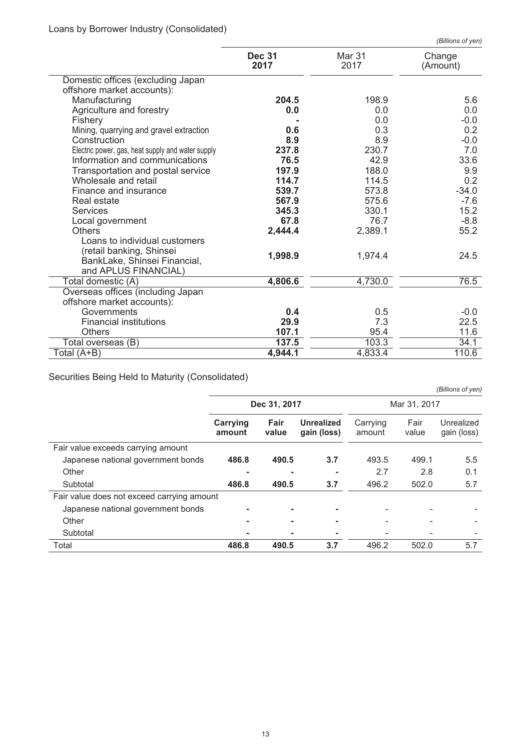Loans by Borrower Industry (Consolidated)

*(Billions of yen)*

| | **Dec 31 2017** | Mar 31 2017 | Change (Amount) |
|---|---|---|---|
| Domestic offices (excluding Japan offshore market accounts): | | | |
| Manufacturing | **204.5** | 198.9 | 5.6 |
| Agriculture and forestry | **0.0** | 0.0 | 0.0 |
| Fishery | **-** | 0.0 | -0.0 |
| Mining, quarrying and gravel extraction | **0.6** | 0.3 | 0.2 |
| Construction | **8.9** | 8.9 | -0.0 |
| Electric power, gas, heat supply and water supply | **237.8** | 230.7 | 7.0 |
| Information and communications | **76.5** | 42.9 | 33.6 |
| Transportation and postal service | **197.9** | 188.0 | 9.9 |
| Wholesale and retail | **114.7** | 114.5 | 0.2 |
| Finance and insurance | **539.7** | 573.8 | -34.0 |
| Real estate | **567.9** | 575.6 | -7.6 |
| Services | **345.3** | 330.1 | 15.2 |
| Local government | **67.8** | 76.7 | -8.8 |
| Others | **2,444.4** | 2,389.1 | 55.2 |
| Loans to individual customers (retail banking, Shinsei BankLake, Shinsei Financial, and APLUS FINANCIAL) | **1,998.9** | 1,974.4 | 24.5 |
| Total domestic (A) | **4,806.6** | 4,730.0 | 76.5 |
| Overseas offices (including Japan offshore market accounts): | | | |
| Governments | **0.4** | 0.5 | -0.0 |
| Financial institutions | **29.9** | 7.3 | 22.5 |
| Others | **107.1** | 95.4 | 11.6 |
| Total overseas (B) | **137.5** | 103.3 | 34.1 |
| Total (A+B) | **4,944.1** | 4,833.4 | 110.6 |

Securities Being Held to Maturity (Consolidated)

*(Billions of yen)*

| | **Dec 31, 2017** | | | Mar 31, 2017 | | |
|---|---|---|---|---|---|---|
| | **Carrying amount** | **Fair value** | **Unrealized gain (loss)** | Carrying amount | Fair value | Unrealized gain (loss) |
| Fair value exceeds carrying amount | | | | | | |
| Japanese national government bonds | **486.8** | **490.5** | **3.7** | 493.5 | 499.1 | 5.5 |
| Other | **-** | **-** | **-** | 2.7 | 2.8 | 0.1 |
| Subtotal | **486.8** | **490.5** | **3.7** | 496.2 | 502.0 | 5.7 |
| Fair value does not exceed carrying amount | | | | | | |
| Japanese national government bonds | **-** | **-** | **-** | - | - | - |
| Other | **-** | **-** | **-** | - | - | - |
| Subtotal | **-** | **-** | **-** | - | - | - |
| Total | **486.8** | **490.5** | **3.7** | 496.2 | 502.0 | 5.7 |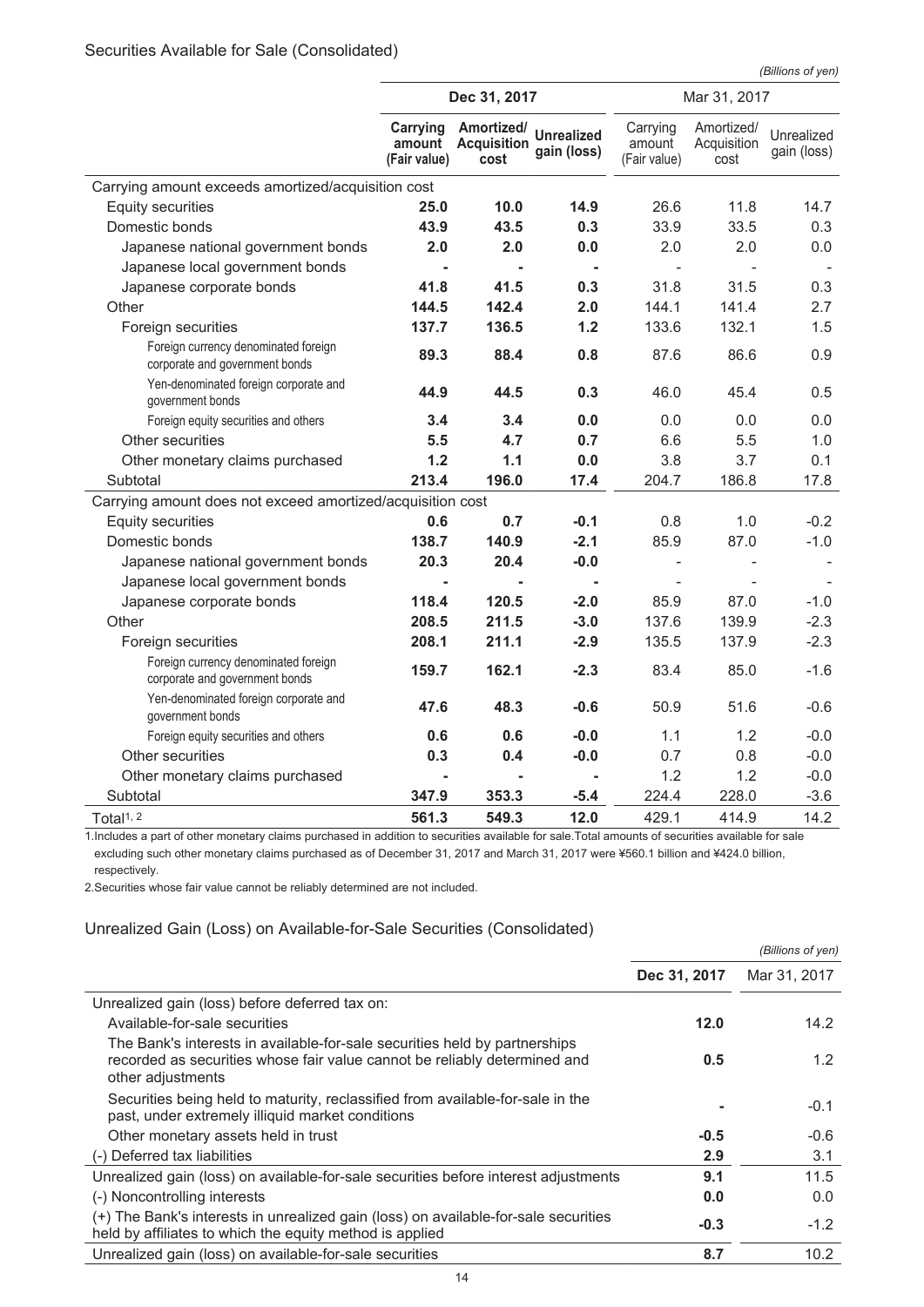## Securities Available for Sale (Consolidated)

*(Billions of yen)*

| | Dec 31, 2017 | | | Mar 31, 2017 | | |
|---|---|---|---|---|---|---|
| | **Carrying amount (Fair value)** | **Amortized/ Acquisition cost** | **Unrealized gain (loss)** | Carrying amount (Fair value) | Amortized/ Acquisition cost | Unrealized gain (loss) |
| Carrying amount exceeds amortized/acquisition cost | | | | | | |
| Equity securities | **25.0** | **10.0** | **14.9** | 26.6 | 11.8 | 14.7 |
| Domestic bonds | **43.9** | **43.5** | **0.3** | 33.9 | 33.5 | 0.3 |
| Japanese national government bonds | **2.0** | **2.0** | **0.0** | 2.0 | 2.0 | 0.0 |
| Japanese local government bonds | **-** | **-** | **-** | - | - | - |
| Japanese corporate bonds | **41.8** | **41.5** | **0.3** | 31.8 | 31.5 | 0.3 |
| Other | **144.5** | **142.4** | **2.0** | 144.1 | 141.4 | 2.7 |
| Foreign securities | **137.7** | **136.5** | **1.2** | 133.6 | 132.1 | 1.5 |
| Foreign currency denominated foreign corporate and government bonds | **89.3** | **88.4** | **0.8** | 87.6 | 86.6 | 0.9 |
| Yen-denominated foreign corporate and government bonds | **44.9** | **44.5** | **0.3** | 46.0 | 45.4 | 0.5 |
| Foreign equity securities and others | **3.4** | **3.4** | **0.0** | 0.0 | 0.0 | 0.0 |
| Other securities | **5.5** | **4.7** | **0.7** | 6.6 | 5.5 | 1.0 |
| Other monetary claims purchased | **1.2** | **1.1** | **0.0** | 3.8 | 3.7 | 0.1 |
| Subtotal | **213.4** | **196.0** | **17.4** | 204.7 | 186.8 | 17.8 |
| Carrying amount does not exceed amortized/acquisition cost | | | | | | |
| Equity securities | **0.6** | **0.7** | **-0.1** | 0.8 | 1.0 | -0.2 |
| Domestic bonds | **138.7** | **140.9** | **-2.1** | 85.9 | 87.0 | -1.0 |
| Japanese national government bonds | **20.3** | **20.4** | **-0.0** | - | - | - |
| Japanese local government bonds | **-** | **-** | **-** | - | - | - |
| Japanese corporate bonds | **118.4** | **120.5** | **-2.0** | 85.9 | 87.0 | -1.0 |
| Other | **208.5** | **211.5** | **-3.0** | 137.6 | 139.9 | -2.3 |
| Foreign securities | **208.1** | **211.1** | **-2.9** | 135.5 | 137.9 | -2.3 |
| Foreign currency denominated foreign corporate and government bonds | **159.7** | **162.1** | **-2.3** | 83.4 | 85.0 | -1.6 |
| Yen-denominated foreign corporate and government bonds | **47.6** | **48.3** | **-0.6** | 50.9 | 51.6 | -0.6 |
| Foreign equity securities and others | **0.6** | **0.6** | **-0.0** | 1.1 | 1.2 | -0.0 |
| Other securities | **0.3** | **0.4** | **-0.0** | 0.7 | 0.8 | -0.0 |
| Other monetary claims purchased | **-** | **-** | **-** | 1.2 | 1.2 | -0.0 |
| Subtotal | **347.9** | **353.3** | **-5.4** | 224.4 | 228.0 | -3.6 |
| Total[1, 2] | **561.3** | **549.3** | **12.0** | 429.1 | 414.9 | 14.2 |

1.Includes a part of other monetary claims purchased in addition to securities available for sale.Total amounts of securities available for sale excluding such other monetary claims purchased as of December 31, 2017 and March 31, 2017 were ¥560.1 billion and ¥424.0 billion, respectively.

2.Securities whose fair value cannot be reliably determined are not included.

## Unrealized Gain (Loss) on Available-for-Sale Securities (Consolidated)

*(Billions of yen)*

| | **Dec 31, 2017** | Mar 31, 2017 |
|---|---|---|
| Unrealized gain (loss) before deferred tax on: | | |
| Available-for-sale securities | **12.0** | 14.2 |
| The Bank's interests in available-for-sale securities held by partnerships recorded as securities whose fair value cannot be reliably determined and other adjustments | **0.5** | 1.2 |
| Securities being held to maturity, reclassified from available-for-sale in the past, under extremely illiquid market conditions | **-** | -0.1 |
| Other monetary assets held in trust | **-0.5** | -0.6 |
| (-) Deferred tax liabilities | **2.9** | 3.1 |
| Unrealized gain (loss) on available-for-sale securities before interest adjustments | **9.1** | 11.5 |
| (-) Noncontrolling interests | **0.0** | 0.0 |
| (+) The Bank's interests in unrealized gain (loss) on available-for-sale securities held by affiliates to which the equity method is applied | **-0.3** | -1.2 |
| Unrealized gain (loss) on available-for-sale securities | **8.7** | 10.2 |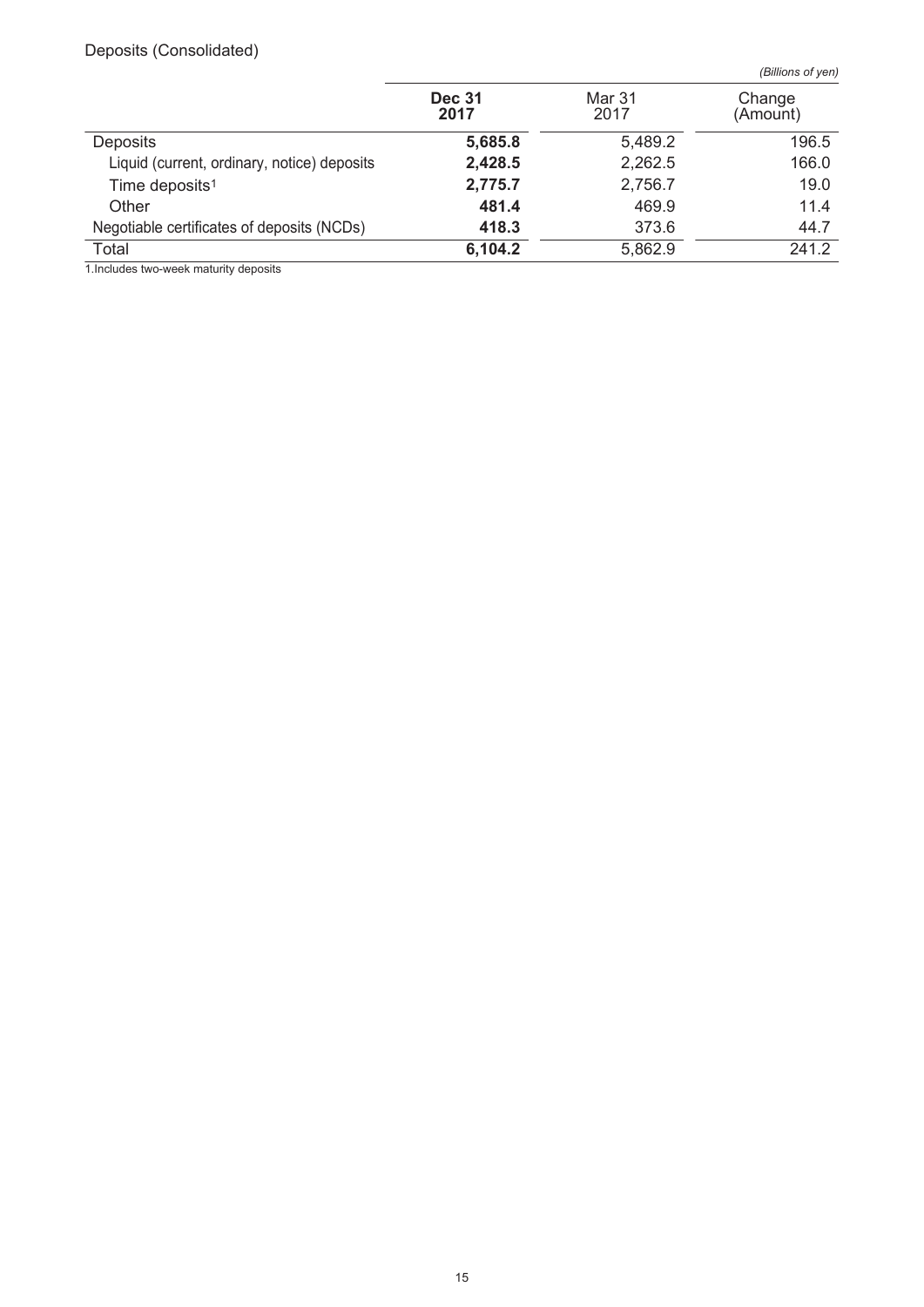Deposits (Consolidated)

*(Billions of yen)*

| | **Dec 31 2017** | Mar 31 2017 | Change (Amount) |
|---|---|---|---|
| Deposits | **5,685.8** | 5,489.2 | 196.5 |
| Liquid (current, ordinary, notice) deposits | **2,428.5** | 2,262.5 | 166.0 |
| Time deposits[1] | **2,775.7** | 2,756.7 | 19.0 |
| Other | **481.4** | 469.9 | 11.4 |
| Negotiable certificates of deposits (NCDs) | **418.3** | 373.6 | 44.7 |
| Total | **6,104.2** | 5,862.9 | 241.2 |

1.Includes two-week maturity deposits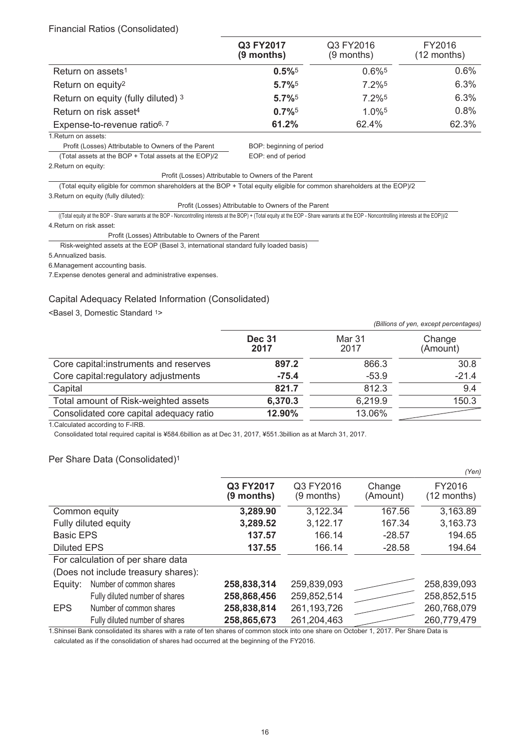## Financial Ratios (Consolidated)

| | Q3 FY2017 (9 months) | Q3 FY2016 (9 months) | FY2016 (12 months) |
|---|---|---|---|
| Return on assets[1] | **0.5%**[5] | 0.6%[5] | 0.6% |
| Return on equity[2] | **5.7%**[5] | 7.2%[5] | 6.3% |
| Return on equity (fully diluted) [3] | **5.7%**[5] | 7.2%[5] | 6.3% |
| Return on risk asset[4] | **0.7%**[5] | 1.0%[5] | 0.8% |
| Expense-to-revenue ratio[6, 7] | **61.2%** | 62.4% | 62.3% |

1.Return on assets:

$$\frac{\text{Profit (Losses) Attributable to Owners of the Parent}}{\text{(Total assets at the BOP + Total assets at the EOP)/2}}$$

BOP: beginning of period
EOP: end of period

2.Return on equity:

$$\frac{\text{Profit (Losses) Attributable to Owners of the Parent}}{\text{(Total equity eligible for common shareholders at the BOP + Total equity eligible for common shareholders at the EOP)/2}}$$

3.Return on equity (fully diluted):

$$\frac{\text{Profit (Losses) Attributable to Owners of the Parent}}{\text{((Total equity at the BOP - Share warrants at the BOP - Noncontrolling interests at the BOP) + (Total equity at the EOP - Share warrants at the EOP - Noncontrolling interests at the EOP))/2}}$$

4.Return on risk asset:

$$\frac{\text{Profit (Losses) Attributable to Owners of the Parent}}{\text{Risk-weighted assets at the EOP (Basel 3, international standard fully loaded basis)}}$$

5.Annualized basis.

6.Management accounting basis.

7.Expense denotes general and administrative expenses.

## Capital Adequacy Related Information (Consolidated)

<Basel 3, Domestic Standard [1]>

*(Billions of yen, except percentages)*

| | Dec 31 2017 | Mar 31 2017 | Change (Amount) |
|---|---|---|---|
| Core capital:instruments and reserves | **897.2** | 866.3 | 30.8 |
| Core capital:regulatory adjustments | **-75.4** | -53.9 | -21.4 |
| Capital | **821.7** | 812.3 | 9.4 |
| Total amount of Risk-weighted assets | **6,370.3** | 6,219.9 | 150.3 |
| Consolidated core capital adequacy ratio | **12.90%** | 13.06% | |

1.Calculated according to F-IRB.

Consolidated total required capital is ¥584.6billion as at Dec 31, 2017, ¥551.3billion as at March 31, 2017.

## Per Share Data (Consolidated)[1]

*(Yen)*

| | | Q3 FY2017 (9 months) | Q3 FY2016 (9 months) | Change (Amount) | FY2016 (12 months) |
|---|---|---|---|---|---|
| Common equity | | **3,289.90** | 3,122.34 | 167.56 | 3,163.89 |
| Fully diluted equity | | **3,289.52** | 3,122.17 | 167.34 | 3,163.73 |
| Basic EPS | | **137.57** | 166.14 | -28.57 | 194.65 |
| Diluted EPS | | **137.55** | 166.14 | -28.58 | 194.64 |
| For calculation of per share data | | | | | |
| (Does not include treasury shares): | | | | | |
| Equity: | Number of common shares | **258,838,314** | 259,839,093 | | 258,839,093 |
| | Fully diluted number of shares | **258,868,456** | 259,852,514 | | 258,852,515 |
| EPS | Number of common shares | **258,838,814** | 261,193,726 | | 260,768,079 |
| | Fully diluted number of shares | **258,865,673** | 261,204,463 | | 260,779,479 |

1.Shinsei Bank consolidated its shares with a rate of ten shares of common stock into one share on October 1, 2017. Per Share Data is calculated as if the consolidation of shares had occurred at the beginning of the FY2016.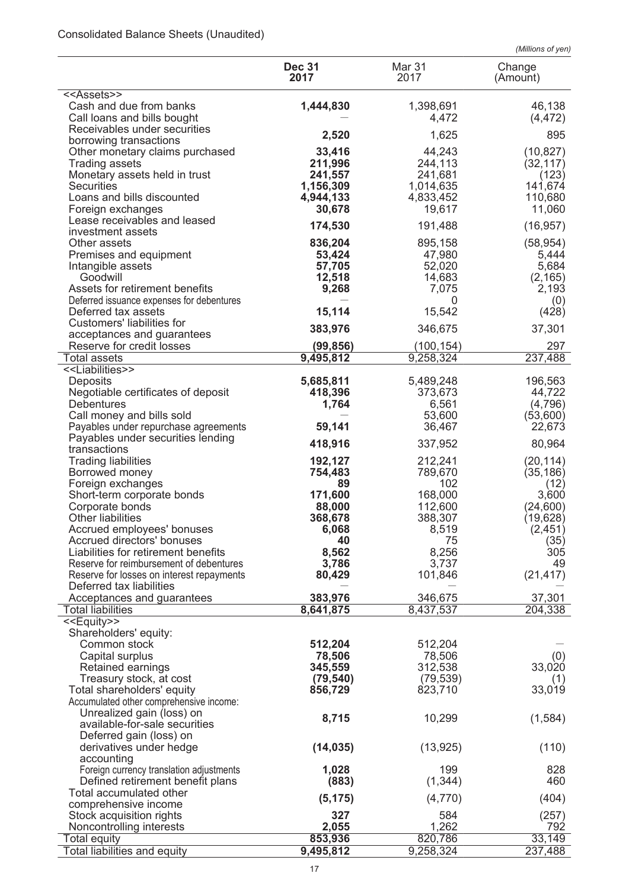Consolidated Balance Sheets (Unaudited)

*(Millions of yen)*

| | Dec 31 2017 | Mar 31 2017 | Change (Amount) |
|---|---|---|---|
| <<Assets>> | | | |
| Cash and due from banks | **1,444,830** | 1,398,691 | 46,138 |
| Call loans and bills bought | — | 4,472 | (4,472) |
| Receivables under securities borrowing transactions | **2,520** | 1,625 | 895 |
| Other monetary claims purchased | **33,416** | 44,243 | (10,827) |
| Trading assets | **211,996** | 244,113 | (32,117) |
| Monetary assets held in trust | **241,557** | 241,681 | (123) |
| Securities | **1,156,309** | 1,014,635 | 141,674 |
| Loans and bills discounted | **4,944,133** | 4,833,452 | 110,680 |
| Foreign exchanges | **30,678** | 19,617 | 11,060 |
| Lease receivables and leased investment assets | **174,530** | 191,488 | (16,957) |
| Other assets | **836,204** | 895,158 | (58,954) |
| Premises and equipment | **53,424** | 47,980 | 5,444 |
| Intangible assets | **57,705** | 52,020 | 5,684 |
| Goodwill | **12,518** | 14,683 | (2,165) |
| Assets for retirement benefits | **9,268** | 7,075 | 2,193 |
| Deferred issuance expenses for debentures | — | 0 | (0) |
| Deferred tax assets | **15,114** | 15,542 | (428) |
| Customers' liabilities for acceptances and guarantees | **383,976** | 346,675 | 37,301 |
| Reserve for credit losses | **(99,856)** | (100,154) | 297 |
| Total assets | **9,495,812** | 9,258,324 | 237,488 |
| <<Liabilities>> | | | |
| Deposits | **5,685,811** | 5,489,248 | 196,563 |
| Negotiable certificates of deposit | **418,396** | 373,673 | 44,722 |
| Debentures | **1,764** | 6,561 | (4,796) |
| Call money and bills sold | — | 53,600 | (53,600) |
| Payables under repurchase agreements | **59,141** | 36,467 | 22,673 |
| Payables under securities lending transactions | **418,916** | 337,952 | 80,964 |
| Trading liabilities | **192,127** | 212,241 | (20,114) |
| Borrowed money | **754,483** | 789,670 | (35,186) |
| Foreign exchanges | **89** | 102 | (12) |
| Short-term corporate bonds | **171,600** | 168,000 | 3,600 |
| Corporate bonds | **88,000** | 112,600 | (24,600) |
| Other liabilities | **368,678** | 388,307 | (19,628) |
| Accrued employees' bonuses | **6,068** | 8,519 | (2,451) |
| Accrued directors' bonuses | **40** | 75 | (35) |
| Liabilities for retirement benefits | **8,562** | 8,256 | 305 |
| Reserve for reimbursement of debentures | **3,786** | 3,737 | 49 |
| Reserve for losses on interest repayments | **80,429** | 101,846 | (21,417) |
| Deferred tax liabilities | — | — | — |
| Acceptances and guarantees | **383,976** | 346,675 | 37,301 |
| Total liabilities | **8,641,875** | 8,437,537 | 204,338 |
| <<Equity>> | | | |
| Shareholders' equity: | | | |
| Common stock | **512,204** | 512,204 | — |
| Capital surplus | **78,506** | 78,506 | (0) |
| Retained earnings | **345,559** | 312,538 | 33,020 |
| Treasury stock, at cost | **(79,540)** | (79,539) | (1) |
| Total shareholders' equity | **856,729** | 823,710 | 33,019 |
| Accumulated other comprehensive income: | | | |
| Unrealized gain (loss) on available-for-sale securities | **8,715** | 10,299 | (1,584) |
| Deferred gain (loss) on derivatives under hedge accounting | **(14,035)** | (13,925) | (110) |
| Foreign currency translation adjustments | **1,028** | 199 | 828 |
| Defined retirement benefit plans | **(883)** | (1,344) | 460 |
| Total accumulated other comprehensive income | **(5,175)** | (4,770) | (404) |
| Stock acquisition rights | **327** | 584 | (257) |
| Noncontrolling interests | **2,055** | 1,262 | 792 |
| Total equity | **853,936** | 820,786 | 33,149 |
| Total liabilities and equity | **9,495,812** | 9,258,324 | 237,488 |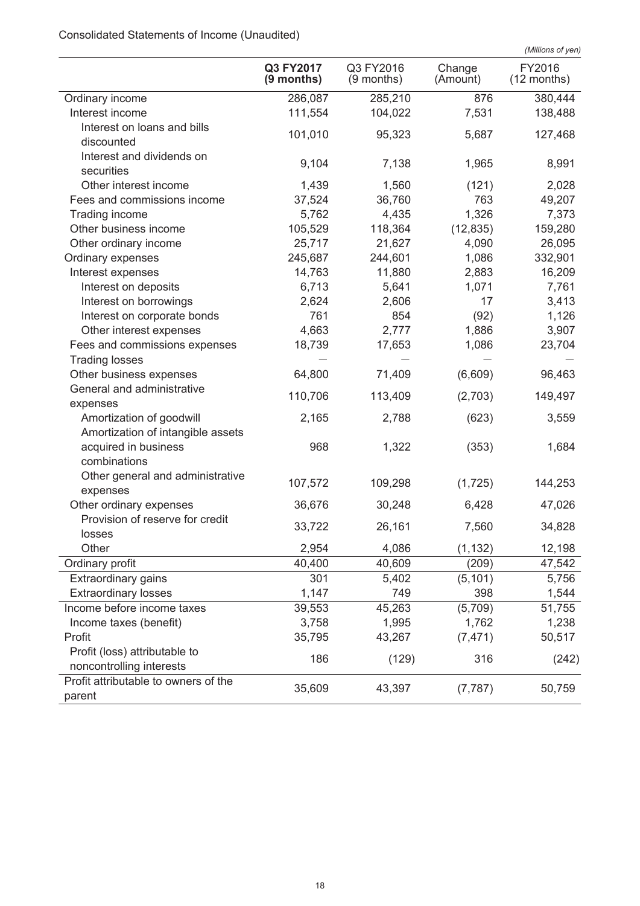Consolidated Statements of Income (Unaudited)

*(Millions of yen)*

| | **Q3 FY2017 (9 months)** | Q3 FY2016 (9 months) | Change (Amount) | FY2016 (12 months) |
|---|---|---|---|---|
| Ordinary income | 286,087 | 285,210 | 876 | 380,444 |
| Interest income | 111,554 | 104,022 | 7,531 | 138,488 |
| Interest on loans and bills discounted | 101,010 | 95,323 | 5,687 | 127,468 |
| Interest and dividends on securities | 9,104 | 7,138 | 1,965 | 8,991 |
| Other interest income | 1,439 | 1,560 | (121) | 2,028 |
| Fees and commissions income | 37,524 | 36,760 | 763 | 49,207 |
| Trading income | 5,762 | 4,435 | 1,326 | 7,373 |
| Other business income | 105,529 | 118,364 | (12,835) | 159,280 |
| Other ordinary income | 25,717 | 21,627 | 4,090 | 26,095 |
| Ordinary expenses | 245,687 | 244,601 | 1,086 | 332,901 |
| Interest expenses | 14,763 | 11,880 | 2,883 | 16,209 |
| Interest on deposits | 6,713 | 5,641 | 1,071 | 7,761 |
| Interest on borrowings | 2,624 | 2,606 | 17 | 3,413 |
| Interest on corporate bonds | 761 | 854 | (92) | 1,126 |
| Other interest expenses | 4,663 | 2,777 | 1,886 | 3,907 |
| Fees and commissions expenses | 18,739 | 17,653 | 1,086 | 23,704 |
| Trading losses | — | — | — | — |
| Other business expenses | 64,800 | 71,409 | (6,609) | 96,463 |
| General and administrative expenses | 110,706 | 113,409 | (2,703) | 149,497 |
| Amortization of goodwill | 2,165 | 2,788 | (623) | 3,559 |
| Amortization of intangible assets acquired in business combinations | 968 | 1,322 | (353) | 1,684 |
| Other general and administrative expenses | 107,572 | 109,298 | (1,725) | 144,253 |
| Other ordinary expenses | 36,676 | 30,248 | 6,428 | 47,026 |
| Provision of reserve for credit losses | 33,722 | 26,161 | 7,560 | 34,828 |
| Other | 2,954 | 4,086 | (1,132) | 12,198 |
| Ordinary profit | 40,400 | 40,609 | (209) | 47,542 |
| Extraordinary gains | 301 | 5,402 | (5,101) | 5,756 |
| Extraordinary losses | 1,147 | 749 | 398 | 1,544 |
| Income before income taxes | 39,553 | 45,263 | (5,709) | 51,755 |
| Income taxes (benefit) | 3,758 | 1,995 | 1,762 | 1,238 |
| Profit | 35,795 | 43,267 | (7,471) | 50,517 |
| Profit (loss) attributable to noncontrolling interests | 186 | (129) | 316 | (242) |
| Profit attributable to owners of the parent | 35,609 | 43,397 | (7,787) | 50,759 |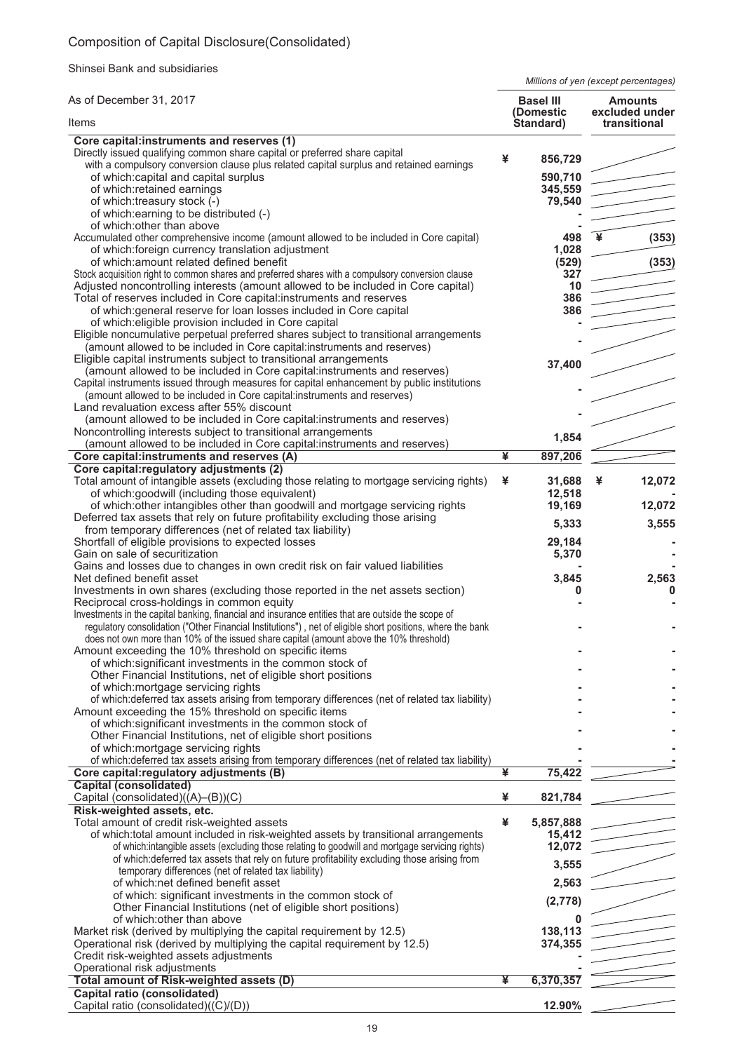# Composition of Capital Disclosure(Consolidated)

Shinsei Bank and subsidiaries

*Millions of yen (except percentages)*

| As of December 31, 2017<br>Items | Basel III (Domestic Standard) | Amounts excluded under transitional |
|---|---|---|
| **Core capital:instruments and reserves (1)** | | |
| Directly issued qualifying common share capital or preferred share capital with a compulsory conversion clause plus related capital surplus and retained earnings | ¥ 856,729 | |
| of which:capital and capital surplus | 590,710 | |
| of which:retained earnings | 345,559 | |
| of which:treasury stock (-) | 79,540 | |
| of which:earning to be distributed (-) | - | |
| of which:other than above | - | |
| Accumulated other comprehensive income (amount allowed to be included in Core capital) | 498 | ¥ (353) |
| of which:foreign currency translation adjustment | 1,028 | |
| of which:amount related defined benefit | (529) | (353) |
| Stock acquisition right to common shares and preferred shares with a compulsory conversion clause | 327 | |
| Adjusted noncontrolling interests (amount allowed to be included in Core capital) | 10 | |
| Total of reserves included in Core capital:instruments and reserves | 386 | |
| of which:general reserve for loan losses included in Core capital | 386 | |
| of which:eligible provision included in Core capital | - | |
| Eligible noncumulative perpetual preferred shares subject to transitional arrangements (amount allowed to be included in Core capital:instruments and reserves) | - | |
| Eligible capital instruments subject to transitional arrangements (amount allowed to be included in Core capital:instruments and reserves) | 37,400 | |
| Capital instruments issued through measures for capital enhancement by public institutions (amount allowed to be included in Core capital:instruments and reserves) | - | |
| Land revaluation excess after 55% discount (amount allowed to be included in Core capital:instruments and reserves) | - | |
| Noncontrolling interests subject to transitional arrangements (amount allowed to be included in Core capital:instruments and reserves) | 1,854 | |
| **Core capital:instruments and reserves (A)** | **¥ 897,206** | |
| **Core capital:regulatory adjustments (2)** | | |
| Total amount of intangible assets (excluding those relating to mortgage servicing rights) | ¥ 31,688 | ¥ 12,072 |
| of which:goodwill (including those equivalent) | 12,518 | - |
| of which:other intangibles other than goodwill and mortgage servicing rights | 19,169 | 12,072 |
| Deferred tax assets that rely on future profitability excluding those arising from temporary differences (net of related tax liability) | 5,333 | 3,555 |
| Shortfall of eligible provisions to expected losses | 29,184 | - |
| Gain on sale of securitization | 5,370 | - |
| Gains and losses due to changes in own credit risk on fair valued liabilities | - | - |
| Net defined benefit asset | 3,845 | 2,563 |
| Investments in own shares (excluding those reported in the net assets section) | 0 | 0 |
| Reciprocal cross-holdings in common equity | - | - |
| Investments in the capital banking, financial and insurance entities that are outside the scope of regulatory consolidation ("Other Financial Institutions") , net of eligible short positions, where the bank does not own more than 10% of the issued share capital (amount above the 10% threshold) | - | - |
| Amount exceeding the 10% threshold on specific items | - | - |
| of which:significant investments in the common stock of Other Financial Institutions, net of eligible short positions | - | - |
| of which:mortgage servicing rights | - | - |
| of which:deferred tax assets arising from temporary differences (net of related tax liability) | - | - |
| Amount exceeding the 15% threshold on specific items | - | - |
| of which:significant investments in the common stock of Other Financial Institutions, net of eligible short positions | - | - |
| of which:mortgage servicing rights | - | - |
| of which:deferred tax assets arising from temporary differences (net of related tax liability) | - | - |
| **Core capital:regulatory adjustments (B)** | **¥ 75,422** | |
| **Capital (consolidated)** | | |
| Capital (consolidated)((A)–(B))(C) | ¥ 821,784 | |
| **Risk-weighted assets, etc.** | | |
| Total amount of credit risk-weighted assets | ¥ 5,857,888 | |
| of which:total amount included in risk-weighted assets by transitional arrangements | 15,412 | |
| of which:intangible assets (excluding those relating to goodwill and mortgage servicing rights) | 12,072 | |
| of which:deferred tax assets that rely on future profitability excluding those arising from temporary differences (net of related tax liability) | 3,555 | |
| of which:net defined benefit asset | 2,563 | |
| of which: significant investments in the common stock of Other Financial Institutions (net of eligible short positions) | (2,778) | |
| of which:other than above | 0 | |
| Market risk (derived by multiplying the capital requirement by 12.5) | 138,113 | |
| Operational risk (derived by multiplying the capital requirement by 12.5) | 374,355 | |
| Credit risk-weighted assets adjustments | - | |
| Operational risk adjustments | - | |
| **Total amount of Risk-weighted assets (D)** | **¥ 6,370,357** | |
| **Capital ratio (consolidated)** | | |
| Capital ratio (consolidated)((C)/(D)) | 12.90% | |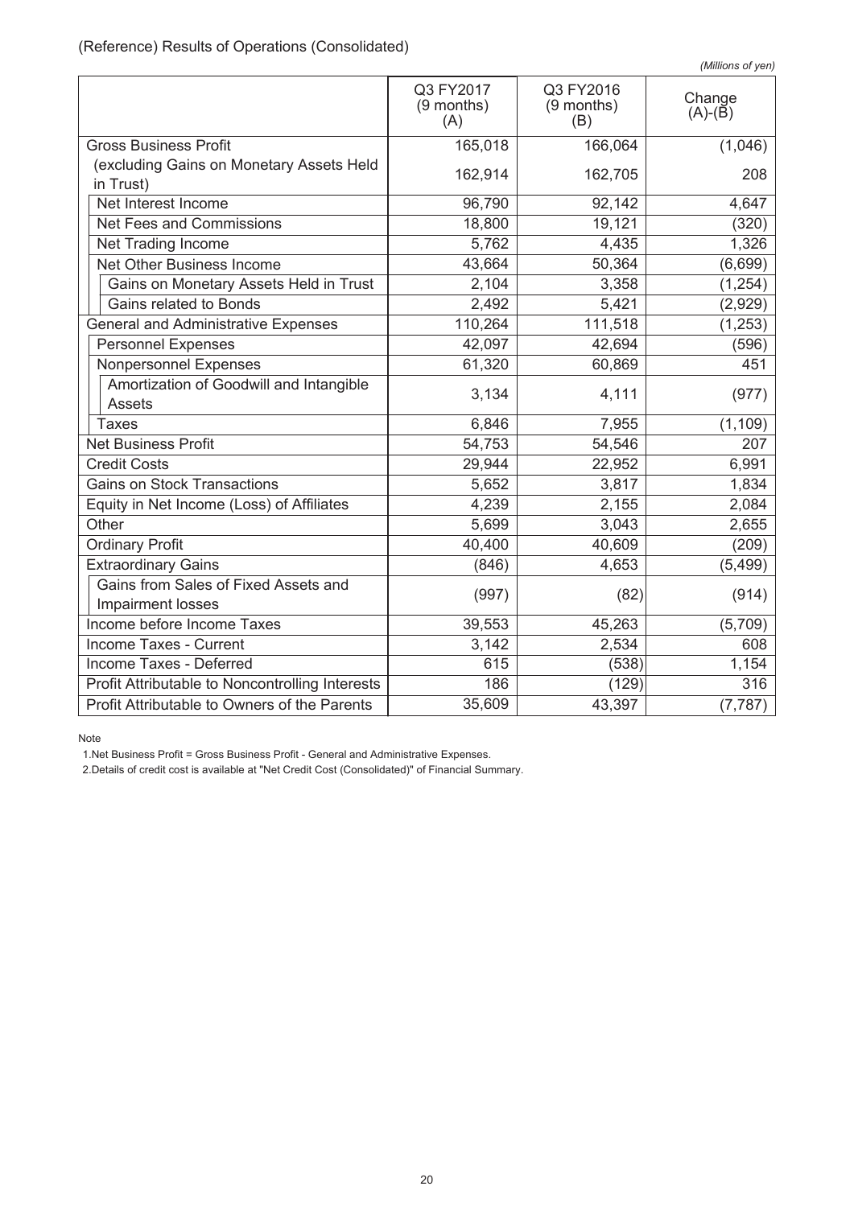(Reference) Results of Operations (Consolidated)

*(Millions of yen)*

| | Q3 FY2017 (9 months) (A) | Q3 FY2016 (9 months) (B) | Change (A)-(B) |
|---|---|---|---|
| Gross Business Profit | 165,018 | 166,064 | (1,046) |
| (excluding Gains on Monetary Assets Held in Trust) | 162,914 | 162,705 | 208 |
| Net Interest Income | 96,790 | 92,142 | 4,647 |
| Net Fees and Commissions | 18,800 | 19,121 | (320) |
| Net Trading Income | 5,762 | 4,435 | 1,326 |
| Net Other Business Income | 43,664 | 50,364 | (6,699) |
| Gains on Monetary Assets Held in Trust | 2,104 | 3,358 | (1,254) |
| Gains related to Bonds | 2,492 | 5,421 | (2,929) |
| General and Administrative Expenses | 110,264 | 111,518 | (1,253) |
| Personnel Expenses | 42,097 | 42,694 | (596) |
| Nonpersonnel Expenses | 61,320 | 60,869 | 451 |
| Amortization of Goodwill and Intangible Assets | 3,134 | 4,111 | (977) |
| Taxes | 6,846 | 7,955 | (1,109) |
| Net Business Profit | 54,753 | 54,546 | 207 |
| Credit Costs | 29,944 | 22,952 | 6,991 |
| Gains on Stock Transactions | 5,652 | 3,817 | 1,834 |
| Equity in Net Income (Loss) of Affiliates | 4,239 | 2,155 | 2,084 |
| Other | 5,699 | 3,043 | 2,655 |
| Ordinary Profit | 40,400 | 40,609 | (209) |
| Extraordinary Gains | (846) | 4,653 | (5,499) |
| Gains from Sales of Fixed Assets and Impairment losses | (997) | (82) | (914) |
| Income before Income Taxes | 39,553 | 45,263 | (5,709) |
| Income Taxes - Current | 3,142 | 2,534 | 608 |
| Income Taxes - Deferred | 615 | (538) | 1,154 |
| Profit Attributable to Noncontrolling Interests | 186 | (129) | 316 |
| Profit Attributable to Owners of the Parents | 35,609 | 43,397 | (7,787) |

Note

1.Net Business Profit = Gross Business Profit - General and Administrative Expenses.

2.Details of credit cost is available at "Net Credit Cost (Consolidated)" of Financial Summary.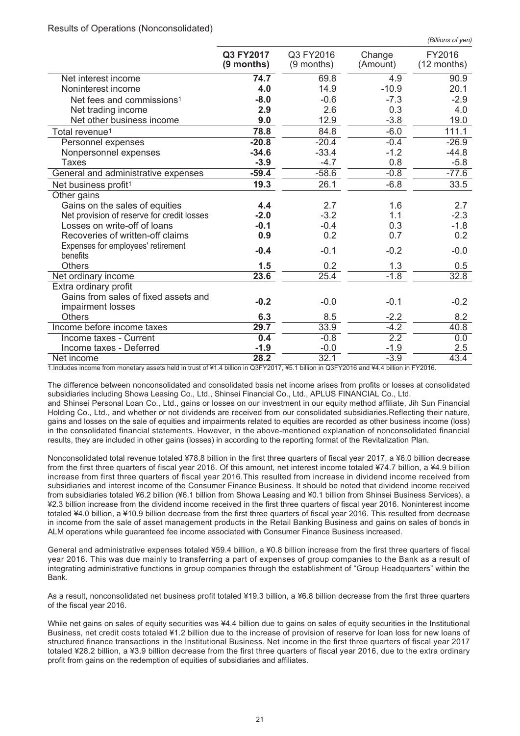Results of Operations (Nonconsolidated)

*(Billions of yen)*

| | **Q3 FY2017 (9 months)** | Q3 FY2016 (9 months) | Change (Amount) | FY2016 (12 months) |
|---|---|---|---|---|
| Net interest income | **74.7** | 69.8 | 4.9 | 90.9 |
| Noninterest income | **4.0** | 14.9 | -10.9 | 20.1 |
| Net fees and commissions[1] | **-8.0** | -0.6 | -7.3 | -2.9 |
| Net trading income | **2.9** | 2.6 | 0.3 | 4.0 |
| Net other business income | **9.0** | 12.9 | -3.8 | 19.0 |
| Total revenue[1] | **78.8** | 84.8 | -6.0 | 111.1 |
| Personnel expenses | **-20.8** | -20.4 | -0.4 | -26.9 |
| Nonpersonnel expenses | **-34.6** | -33.4 | -1.2 | -44.8 |
| Taxes | **-3.9** | -4.7 | 0.8 | -5.8 |
| General and administrative expenses | **-59.4** | -58.6 | -0.8 | -77.6 |
| Net business profit[1] | **19.3** | 26.1 | -6.8 | 33.5 |
| Other gains | | | | |
| Gains on the sales of equities | **4.4** | 2.7 | 1.6 | 2.7 |
| Net provision of reserve for credit losses | **-2.0** | -3.2 | 1.1 | -2.3 |
| Losses on write-off of loans | **-0.1** | -0.4 | 0.3 | -1.8 |
| Recoveries of written-off claims | **0.9** | 0.2 | 0.7 | 0.2 |
| Expenses for employees' retirement benefits | **-0.4** | -0.1 | -0.2 | -0.0 |
| Others | **1.5** | 0.2 | 1.3 | 0.5 |
| Net ordinary income | **23.6** | 25.4 | -1.8 | 32.8 |
| Extra ordinary profit | | | | |
| Gains from sales of fixed assets and impairment losses | **-0.2** | -0.0 | -0.1 | -0.2 |
| Others | **6.3** | 8.5 | -2.2 | 8.2 |
| Income before income taxes | **29.7** | 33.9 | -4.2 | 40.8 |
| Income taxes - Current | **0.4** | -0.8 | 2.2 | 0.0 |
| Income taxes - Deferred | **-1.9** | -0.0 | -1.9 | 2.5 |
| Net income | **28.2** | 32.1 | -3.9 | 43.4 |

1.Includes income from monetary assets held in trust of ¥1.4 billion in Q3FY2017, ¥5.1 billion in Q3FY2016 and ¥4.4 billion in FY2016.

The difference between nonconsolidated and consolidated basis net income arises from profits or losses at consolidated subsidiaries including Showa Leasing Co., Ltd., Shinsei Financial Co., Ltd., APLUS FINANCIAL Co., Ltd. and Shinsei Personal Loan Co., Ltd., gains or losses on our investment in our equity method affiliate, Jih Sun Financial Holding Co., Ltd., and whether or not dividends are received from our consolidated subsidiaries.Reflecting their nature, gains and losses on the sale of equities and impairments related to equities are recorded as other business income (loss) in the consolidated financial statements. However, in the above-mentioned explanation of nonconsolidated financial results, they are included in other gains (losses) in according to the reporting format of the Revitalization Plan.

Nonconsolidated total revenue totaled ¥78.8 billion in the first three quarters of fiscal year 2017, a ¥6.0 billion decrease from the first three quarters of fiscal year 2016. Of this amount, net interest income totaled ¥74.7 billion, a ¥4.9 billion increase from first three quarters of fiscal year 2016.This resulted from increase in dividend income received from subsidiaries and interest income of the Consumer Finance Business. It should be noted that dividend income received from subsidiaries totaled ¥6.2 billion (¥6.1 billion from Showa Leasing and ¥0.1 billion from Shinsei Business Services), a ¥2.3 billion increase from the dividend income received in the first three quarters of fiscal year 2016. Noninterest income totaled ¥4.0 billion, a ¥10.9 billion decrease from the first three quarters of fiscal year 2016. This resulted from decrease in income from the sale of asset management products in the Retail Banking Business and gains on sales of bonds in ALM operations while guaranteed fee income associated with Consumer Finance Business increased.

General and administrative expenses totaled ¥59.4 billion, a ¥0.8 billion increase from the first three quarters of fiscal year 2016. This was due mainly to transferring a part of expenses of group companies to the Bank as a result of integrating administrative functions in group companies through the establishment of "Group Headquarters" within the Bank.

As a result, nonconsolidated net business profit totaled ¥19.3 billion, a ¥6.8 billion decrease from the first three quarters of the fiscal year 2016.

While net gains on sales of equity securities was ¥4.4 billion due to gains on sales of equity securities in the Institutional Business, net credit costs totaled ¥1.2 billion due to the increase of provision of reserve for loan loss for new loans of structured finance transactions in the Institutional Business. Net income in the first three quarters of fiscal year 2017 totaled ¥28.2 billion, a ¥3.9 billion decrease from the first three quarters of fiscal year 2016, due to the extra ordinary profit from gains on the redemption of equities of subsidiaries and affiliates.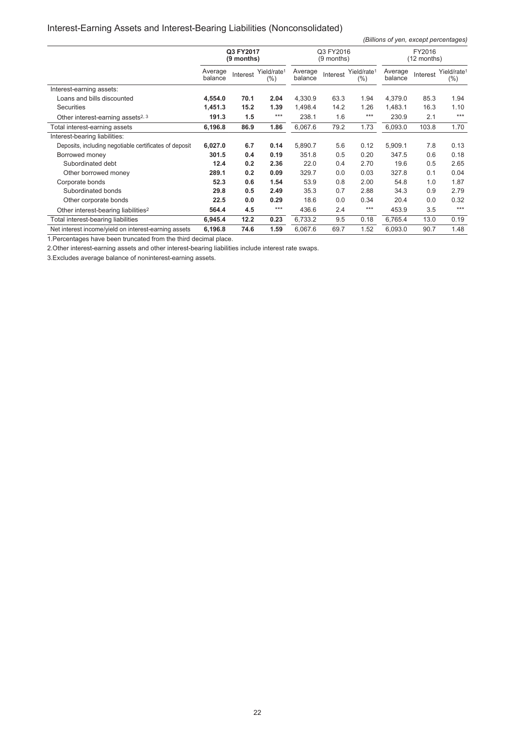## Interest-Earning Assets and Interest-Bearing Liabilities (Nonconsolidated)

*(Billions of yen, except percentages)*

| | **Q3 FY2017 (9 months)** | | | Q3 FY2016 (9 months) | | | FY2016 (12 months) | | |
|---|---|---|---|---|---|---|---|---|---|
| | Average balance | Interest | Yield/rate[1] (%) | Average balance | Interest | Yield/rate[1] (%) | Average balance | Interest | Yield/rate[1] (%) |
| Interest-earning assets: | | | | | | | | | |
| Loans and bills discounted | **4,554.0** | **70.1** | **2.04** | 4,330.9 | 63.3 | 1.94 | 4,379.0 | 85.3 | 1.94 |
| Securities | **1,451.3** | **15.2** | **1.39** | 1,498.4 | 14.2 | 1.26 | 1,483.1 | 16.3 | 1.10 |
| Other interest-earning assets[2, 3] | **191.3** | **1.5** | *** | 238.1 | 1.6 | *** | 230.9 | 2.1 | *** |
| Total interest-earning assets | **6,196.8** | **86.9** | **1.86** | 6,067.6 | 79.2 | 1.73 | 6,093.0 | 103.8 | 1.70 |
| Interest-bearing liabilities: | | | | | | | | | |
| Deposits, including negotiable certificates of deposit | **6,027.0** | **6.7** | **0.14** | 5,890.7 | 5.6 | 0.12 | 5,909.1 | 7.8 | 0.13 |
| Borrowed money | **301.5** | **0.4** | **0.19** | 351.8 | 0.5 | 0.20 | 347.5 | 0.6 | 0.18 |
| Subordinated debt | **12.4** | **0.2** | **2.36** | 22.0 | 0.4 | 2.70 | 19.6 | 0.5 | 2.65 |
| Other borrowed money | **289.1** | **0.2** | **0.09** | 329.7 | 0.0 | 0.03 | 327.8 | 0.1 | 0.04 |
| Corporate bonds | **52.3** | **0.6** | **1.54** | 53.9 | 0.8 | 2.00 | 54.8 | 1.0 | 1.87 |
| Subordinated bonds | **29.8** | **0.5** | **2.49** | 35.3 | 0.7 | 2.88 | 34.3 | 0.9 | 2.79 |
| Other corporate bonds | **22.5** | **0.0** | **0.29** | 18.6 | 0.0 | 0.34 | 20.4 | 0.0 | 0.32 |
| Other interest-bearing liabilities[2] | **564.4** | **4.5** | *** | 436.6 | 2.4 | *** | 453.9 | 3.5 | *** |
| Total interest-bearing liabilities | **6,945.4** | **12.2** | **0.23** | 6,733.2 | 9.5 | 0.18 | 6,765.4 | 13.0 | 0.19 |
| Net interest income/yield on interest-earning assets | **6,196.8** | **74.6** | **1.59** | 6,067.6 | 69.7 | 1.52 | 6,093.0 | 90.7 | 1.48 |

1.Percentages have been truncated from the third decimal place.

2.Other interest-earning assets and other interest-bearing liabilities include interest rate swaps.

3.Excludes average balance of noninterest-earning assets.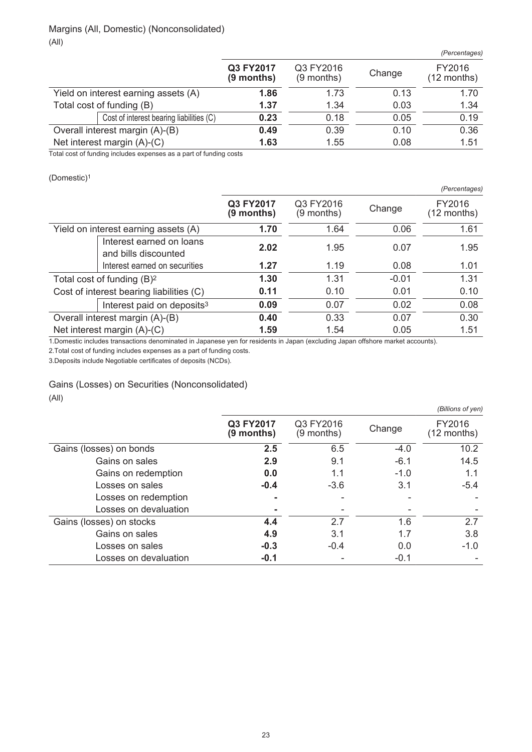## Margins (All, Domestic) (Nonconsolidated)

(All)

*(Percentages)*

| | | Q3 FY2017 (9 months) | Q3 FY2016 (9 months) | Change | FY2016 (12 months) |
|---|---|---|---|---|---|
| Yield on interest earning assets (A) | | **1.86** | 1.73 | 0.13 | 1.70 |
| Total cost of funding (B) | | **1.37** | 1.34 | 0.03 | 1.34 |
| | Cost of interest bearing liabilities (C) | **0.23** | 0.18 | 0.05 | 0.19 |
| Overall interest margin (A)-(B) | | **0.49** | 0.39 | 0.10 | 0.36 |
| Net interest margin (A)-(C) | | **1.63** | 1.55 | 0.08 | 1.51 |

Total cost of funding includes expenses as a part of funding costs

(Domestic)[1]

*(Percentages)*

| | | Q3 FY2017 (9 months) | Q3 FY2016 (9 months) | Change | FY2016 (12 months) |
|---|---|---|---|---|---|
| Yield on interest earning assets (A) | | **1.70** | 1.64 | 0.06 | 1.61 |
| | Interest earned on loans and bills discounted | **2.02** | 1.95 | 0.07 | 1.95 |
| | Interest earned on securities | **1.27** | 1.19 | 0.08 | 1.01 |
| Total cost of funding (B)[2] | | **1.30** | 1.31 | -0.01 | 1.31 |
| Cost of interest bearing liabilities (C) | | **0.11** | 0.10 | 0.01 | 0.10 |
| | Interest paid on deposits[3] | **0.09** | 0.07 | 0.02 | 0.08 |
| Overall interest margin (A)-(B) | | **0.40** | 0.33 | 0.07 | 0.30 |
| Net interest margin (A)-(C) | | **1.59** | 1.54 | 0.05 | 1.51 |

1.Domestic includes transactions denominated in Japanese yen for residents in Japan (excluding Japan offshore market accounts).

2.Total cost of funding includes expenses as a part of funding costs.

3.Deposits include Negotiable certificates of deposits (NCDs).

## Gains (Losses) on Securities (Nonconsolidated)

(All)

*(Billions of yen)*

| | Q3 FY2017 (9 months) | Q3 FY2016 (9 months) | Change | FY2016 (12 months) |
|---|---|---|---|---|
| Gains (losses) on bonds | **2.5** | 6.5 | -4.0 | 10.2 |
| Gains on sales | **2.9** | 9.1 | -6.1 | 14.5 |
| Gains on redemption | **0.0** | 1.1 | -1.0 | 1.1 |
| Losses on sales | **-0.4** | -3.6 | 3.1 | -5.4 |
| Losses on redemption | **-** | - | - | - |
| Losses on devaluation | **-** | - | - | - |
| Gains (losses) on stocks | **4.4** | 2.7 | 1.6 | 2.7 |
| Gains on sales | **4.9** | 3.1 | 1.7 | 3.8 |
| Losses on sales | **-0.3** | -0.4 | 0.0 | -1.0 |
| Losses on devaluation | **-0.1** | - | -0.1 | - |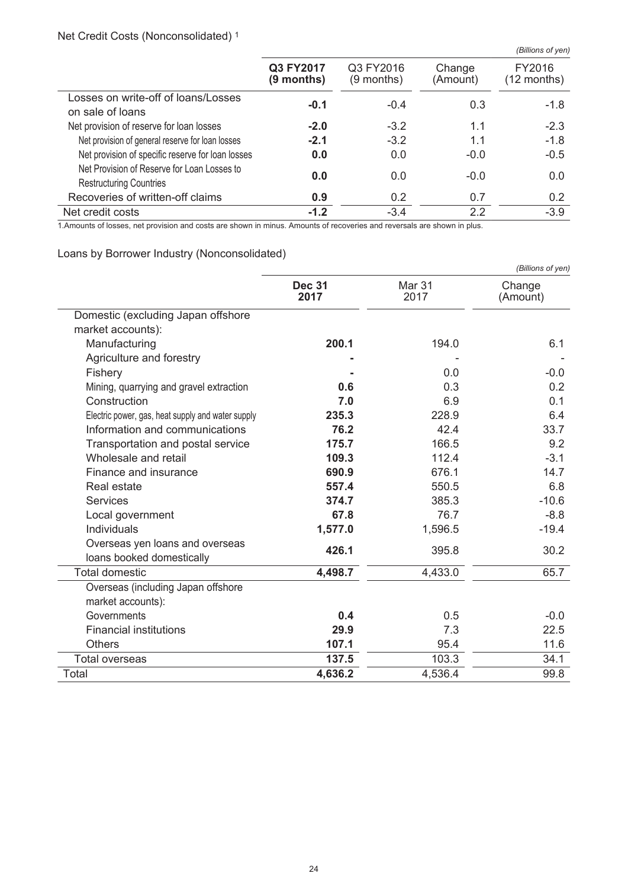## Net Credit Costs (Nonconsolidated) [1]

*(Billions of yen)*

| | **Q3 FY2017 (9 months)** | Q3 FY2016 (9 months) | Change (Amount) | FY2016 (12 months) |
|---|---|---|---|---|
| Losses on write-off of loans/Losses on sale of loans | **-0.1** | -0.4 | 0.3 | -1.8 |
| Net provision of reserve for loan losses | **-2.0** | -3.2 | 1.1 | -2.3 |
| Net provision of general reserve for loan losses | **-2.1** | -3.2 | 1.1 | -1.8 |
| Net provision of specific reserve for loan losses | **0.0** | 0.0 | -0.0 | -0.5 |
| Net Provision of Reserve for Loan Losses to Restructuring Countries | **0.0** | 0.0 | -0.0 | 0.0 |
| Recoveries of written-off claims | **0.9** | 0.2 | 0.7 | 0.2 |
| Net credit costs | **-1.2** | -3.4 | 2.2 | -3.9 |

1.Amounts of losses, net provision and costs are shown in minus. Amounts of recoveries and reversals are shown in plus.

## Loans by Borrower Industry (Nonconsolidated)

*(Billions of yen)*

| | **Dec 31 2017** | Mar 31 2017 | Change (Amount) |
|---|---|---|---|
| Domestic (excluding Japan offshore market accounts): | | | |
| Manufacturing | **200.1** | 194.0 | 6.1 |
| Agriculture and forestry | **-** | - | - |
| Fishery | **-** | 0.0 | -0.0 |
| Mining, quarrying and gravel extraction | **0.6** | 0.3 | 0.2 |
| Construction | **7.0** | 6.9 | 0.1 |
| Electric power, gas, heat supply and water supply | **235.3** | 228.9 | 6.4 |
| Information and communications | **76.2** | 42.4 | 33.7 |
| Transportation and postal service | **175.7** | 166.5 | 9.2 |
| Wholesale and retail | **109.3** | 112.4 | -3.1 |
| Finance and insurance | **690.9** | 676.1 | 14.7 |
| Real estate | **557.4** | 550.5 | 6.8 |
| Services | **374.7** | 385.3 | -10.6 |
| Local government | **67.8** | 76.7 | -8.8 |
| Individuals | **1,577.0** | 1,596.5 | -19.4 |
| Overseas yen loans and overseas loans booked domestically | **426.1** | 395.8 | 30.2 |
| Total domestic | **4,498.7** | 4,433.0 | 65.7 |
| Overseas (including Japan offshore market accounts): | | | |
| Governments | **0.4** | 0.5 | -0.0 |
| Financial institutions | **29.9** | 7.3 | 22.5 |
| Others | **107.1** | 95.4 | 11.6 |
| Total overseas | **137.5** | 103.3 | 34.1 |
| Total | **4,636.2** | 4,536.4 | 99.8 |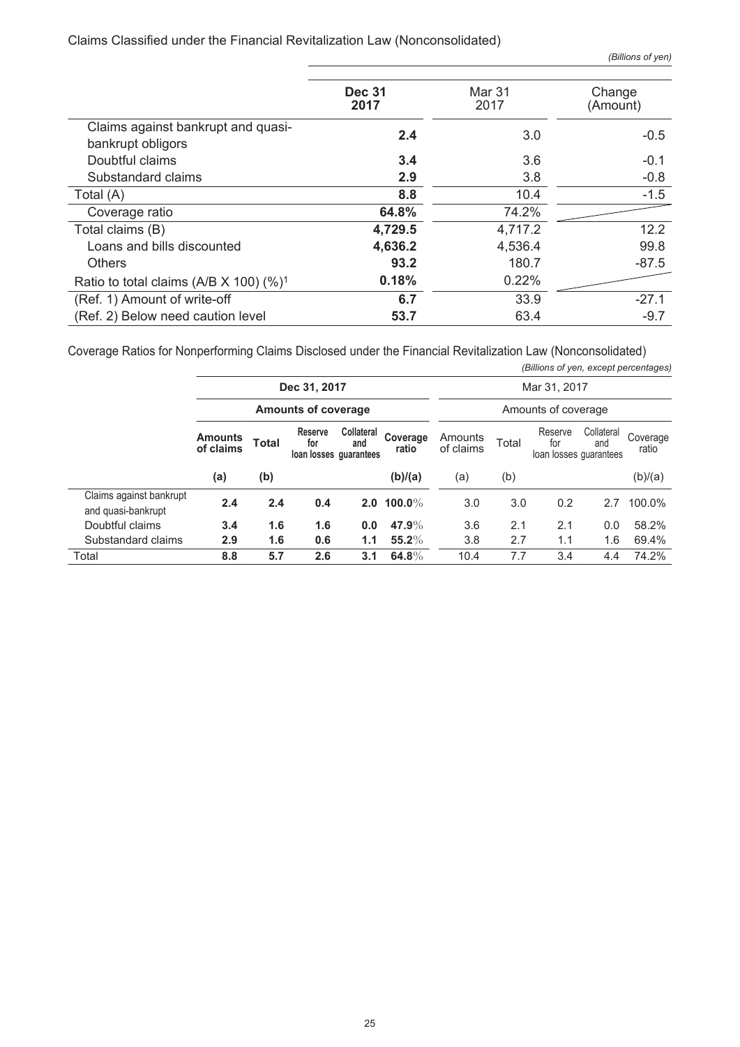Claims Classified under the Financial Revitalization Law (Nonconsolidated)

*(Billions of yen)*

| | Dec 31 2017 | Mar 31 2017 | Change (Amount) |
|---|---|---|---|
| Claims against bankrupt and quasi-bankrupt obligors | **2.4** | 3.0 | -0.5 |
| Doubtful claims | **3.4** | 3.6 | -0.1 |
| Substandard claims | **2.9** | 3.8 | -0.8 |
| Total (A) | **8.8** | 10.4 | -1.5 |
| Coverage ratio | **64.8%** | 74.2% | |
| Total claims (B) | **4,729.5** | 4,717.2 | 12.2 |
| Loans and bills discounted | **4,636.2** | 4,536.4 | 99.8 |
| Others | **93.2** | 180.7 | -87.5 |
| Ratio to total claims (A/B X 100) (%)[1] | **0.18%** | 0.22% | |
| (Ref. 1) Amount of write-off | **6.7** | 33.9 | -27.1 |
| (Ref. 2) Below need caution level | **53.7** | 63.4 | -9.7 |

Coverage Ratios for Nonperforming Claims Disclosed under the Financial Revitalization Law (Nonconsolidated)

*(Billions of yen, except percentages)*

| | Dec 31, 2017 | | | | | Mar 31, 2017 | | | | |
|---|---|---|---|---|---|---|---|---|---|---|
| | | Amounts of coverage | | | | | Amounts of coverage | | | |
| | Amounts of claims | Total | Reserve for loan losses | Collateral and guarantees | Coverage ratio | Amounts of claims | Total | Reserve for loan losses | Collateral and guarantees | Coverage ratio |
| | (a) | (b) | | | (b)/(a) | (a) | (b) | | | (b)/(a) |
| Claims against bankrupt and quasi-bankrupt | **2.4** | **2.4** | **0.4** | **2.0** | **100.0%** | 3.0 | 3.0 | 0.2 | 2.7 | 100.0% |
| Doubtful claims | **3.4** | **1.6** | **1.6** | **0.0** | **47.9%** | 3.6 | 2.1 | 2.1 | 0.0 | 58.2% |
| Substandard claims | **2.9** | **1.6** | **0.6** | **1.1** | **55.2%** | 3.8 | 2.7 | 1.1 | 1.6 | 69.4% |
| Total | **8.8** | **5.7** | **2.6** | **3.1** | **64.8%** | 10.4 | 7.7 | 3.4 | 4.4 | 74.2% |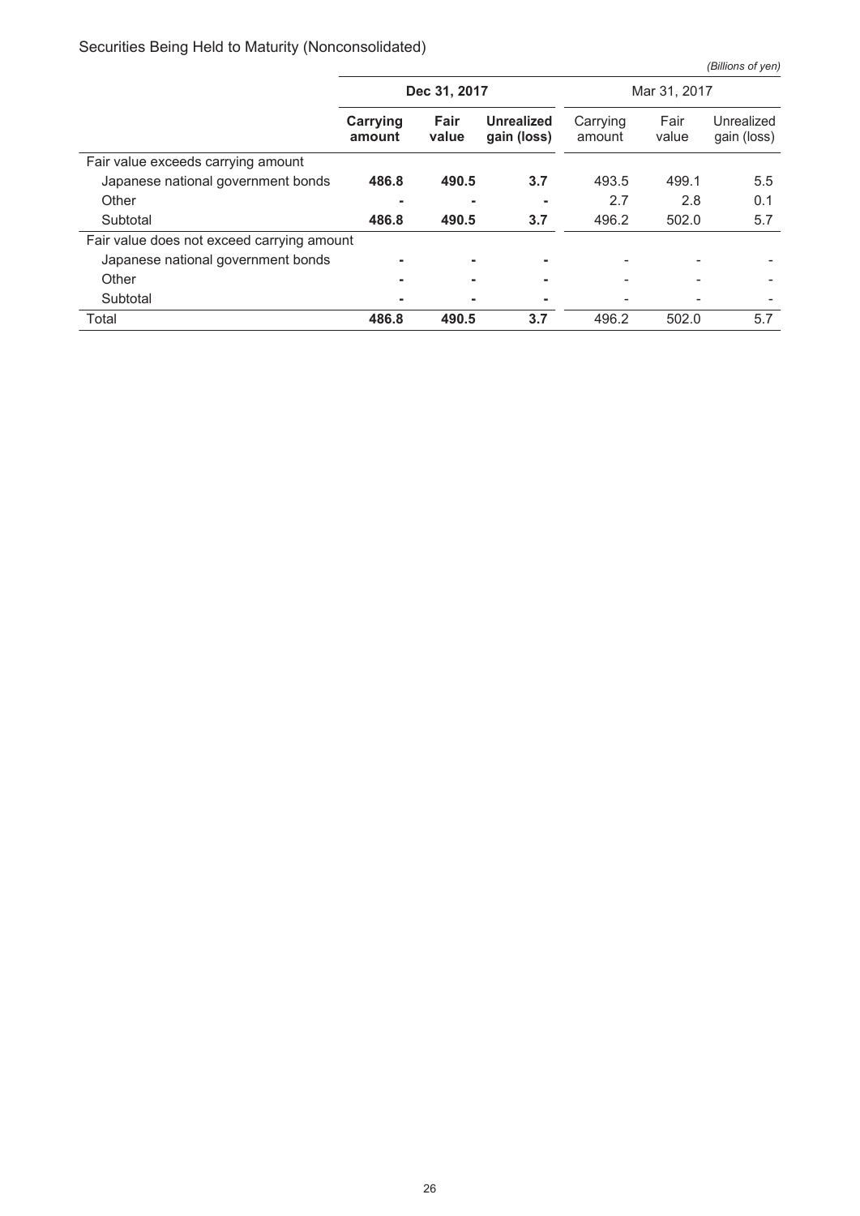Securities Being Held to Maturity (Nonconsolidated)

*(Billions of yen)*

| | **Dec 31, 2017** | | | Mar 31, 2017 | | |
|---|---|---|---|---|---|---|
| | **Carrying amount** | **Fair value** | **Unrealized gain (loss)** | Carrying amount | Fair value | Unrealized gain (loss) |
| Fair value exceeds carrying amount | | | | | | |
| Japanese national government bonds | **486.8** | **490.5** | **3.7** | 493.5 | 499.1 | 5.5 |
| Other | **-** | **-** | **-** | 2.7 | 2.8 | 0.1 |
| Subtotal | **486.8** | **490.5** | **3.7** | 496.2 | 502.0 | 5.7 |
| Fair value does not exceed carrying amount | | | | | | |
| Japanese national government bonds | **-** | **-** | **-** | - | - | - |
| Other | **-** | **-** | **-** | - | - | - |
| Subtotal | **-** | **-** | **-** | - | - | - |
| Total | **486.8** | **490.5** | **3.7** | 496.2 | 502.0 | 5.7 |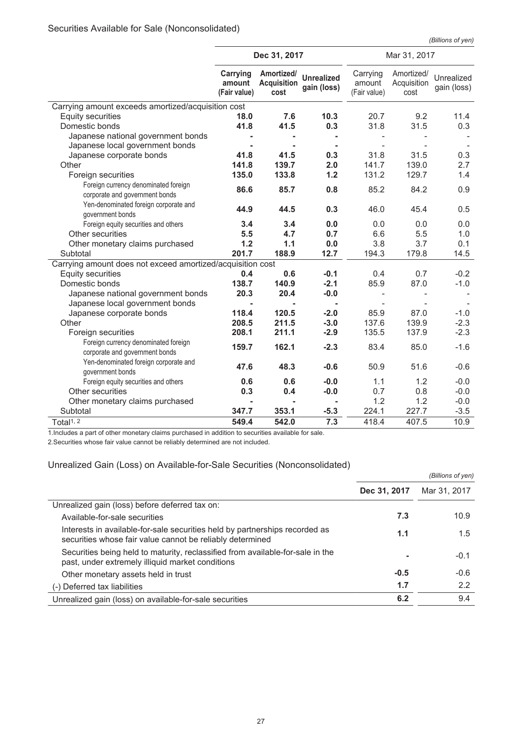## Securities Available for Sale (Nonconsolidated)

*(Billions of yen)*

| | Dec 31, 2017 | | | Mar 31, 2017 | | |
|---|---|---|---|---|---|---|
| | **Carrying amount (Fair value)** | **Amortized/ Acquisition cost** | **Unrealized gain (loss)** | Carrying amount (Fair value) | Amortized/ Acquisition cost | Unrealized gain (loss) |
| Carrying amount exceeds amortized/acquisition cost | | | | | | |
| Equity securities | **18.0** | **7.6** | **10.3** | 20.7 | 9.2 | 11.4 |
| Domestic bonds | **41.8** | **41.5** | **0.3** | 31.8 | 31.5 | 0.3 |
| Japanese national government bonds | **-** | **-** | **-** | - | - | - |
| Japanese local government bonds | **-** | **-** | **-** | - | - | - |
| Japanese corporate bonds | **41.8** | **41.5** | **0.3** | 31.8 | 31.5 | 0.3 |
| Other | **141.8** | **139.7** | **2.0** | 141.7 | 139.0 | 2.7 |
| Foreign securities | **135.0** | **133.8** | **1.2** | 131.2 | 129.7 | 1.4 |
| Foreign currency denominated foreign corporate and government bonds | **86.6** | **85.7** | **0.8** | 85.2 | 84.2 | 0.9 |
| Yen-denominated foreign corporate and government bonds | **44.9** | **44.5** | **0.3** | 46.0 | 45.4 | 0.5 |
| Foreign equity securities and others | **3.4** | **3.4** | **0.0** | 0.0 | 0.0 | 0.0 |
| Other securities | **5.5** | **4.7** | **0.7** | 6.6 | 5.5 | 1.0 |
| Other monetary claims purchased | **1.2** | **1.1** | **0.0** | 3.8 | 3.7 | 0.1 |
| Subtotal | **201.7** | **188.9** | **12.7** | 194.3 | 179.8 | 14.5 |
| Carrying amount does not exceed amortized/acquisition cost | | | | | | |
| Equity securities | **0.4** | **0.6** | **-0.1** | 0.4 | 0.7 | -0.2 |
| Domestic bonds | **138.7** | **140.9** | **-2.1** | 85.9 | 87.0 | -1.0 |
| Japanese national government bonds | **20.3** | **20.4** | **-0.0** | - | - | - |
| Japanese local government bonds | **-** | **-** | **-** | - | - | - |
| Japanese corporate bonds | **118.4** | **120.5** | **-2.0** | 85.9 | 87.0 | -1.0 |
| Other | **208.5** | **211.5** | **-3.0** | 137.6 | 139.9 | -2.3 |
| Foreign securities | **208.1** | **211.1** | **-2.9** | 135.5 | 137.9 | -2.3 |
| Foreign currency denominated foreign corporate and government bonds | **159.7** | **162.1** | **-2.3** | 83.4 | 85.0 | -1.6 |
| Yen-denominated foreign corporate and government bonds | **47.6** | **48.3** | **-0.6** | 50.9 | 51.6 | -0.6 |
| Foreign equity securities and others | **0.6** | **0.6** | **-0.0** | 1.1 | 1.2 | -0.0 |
| Other securities | **0.3** | **0.4** | **-0.0** | 0.7 | 0.8 | -0.0 |
| Other monetary claims purchased | **-** | **-** | **-** | 1.2 | 1.2 | -0.0 |
| Subtotal | **347.7** | **353.1** | **-5.3** | 224.1 | 227.7 | -3.5 |
| Total[1, 2] | **549.4** | **542.0** | **7.3** | 418.4 | 407.5 | 10.9 |

1.Includes a part of other monetary claims purchased in addition to securities available for sale.

2.Securities whose fair value cannot be reliably determined are not included.

## Unrealized Gain (Loss) on Available-for-Sale Securities (Nonconsolidated)

*(Billions of yen)*

| | **Dec 31, 2017** | Mar 31, 2017 |
|---|---|---|
| Unrealized gain (loss) before deferred tax on: | | |
| Available-for-sale securities | **7.3** | 10.9 |
| Interests in available-for-sale securities held by partnerships recorded as securities whose fair value cannot be reliably determined | **1.1** | 1.5 |
| Securities being held to maturity, reclassified from available-for-sale in the past, under extremely illiquid market conditions | **-** | -0.1 |
| Other monetary assets held in trust | **-0.5** | -0.6 |
| (-) Deferred tax liabilities | **1.7** | 2.2 |
| Unrealized gain (loss) on available-for-sale securities | **6.2** | 9.4 |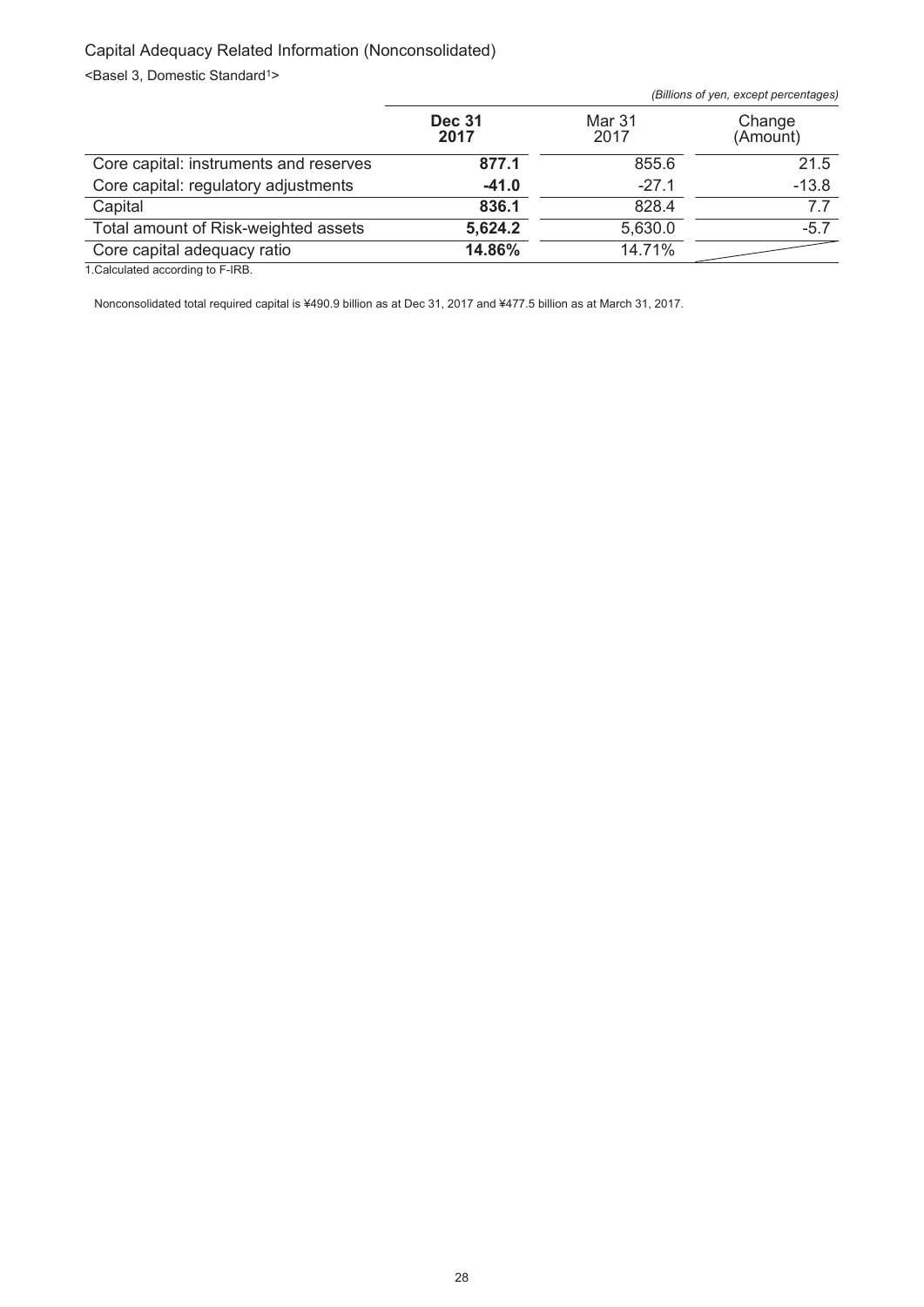## Capital Adequacy Related Information (Nonconsolidated)

<Basel 3, Domestic Standard[1]>

*(Billions of yen, except percentages)*

| | **Dec 31 2017** | Mar 31 2017 | Change (Amount) |
|---|---|---|---|
| Core capital: instruments and reserves | **877.1** | 855.6 | 21.5 |
| Core capital: regulatory adjustments | **-41.0** | -27.1 | -13.8 |
| Capital | **836.1** | 828.4 | 7.7 |
| Total amount of Risk-weighted assets | **5,624.2** | 5,630.0 | -5.7 |
| Core capital adequacy ratio | **14.86%** | 14.71% | |

1.Calculated according to F-IRB.

Nonconsolidated total required capital is ¥490.9 billion as at Dec 31, 2017 and ¥477.5 billion as at March 31, 2017.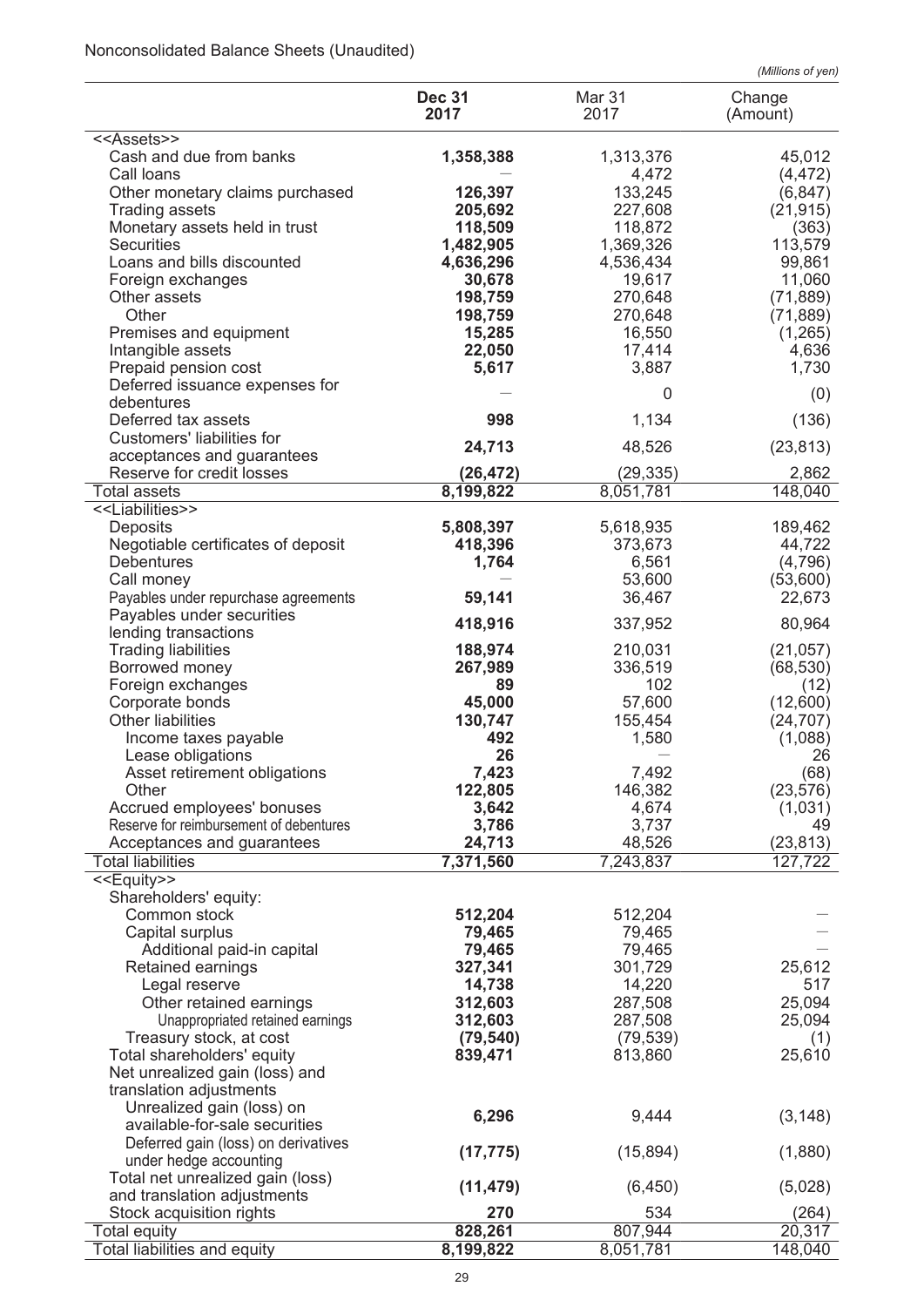Nonconsolidated Balance Sheets (Unaudited)

*(Millions of yen)*

| | Dec 31 2017 | Mar 31 2017 | Change (Amount) |
|---|---|---|---|
| <<Assets>> | | | |
| Cash and due from banks | **1,358,388** | 1,313,376 | 45,012 |
| Call loans | — | 4,472 | (4,472) |
| Other monetary claims purchased | **126,397** | 133,245 | (6,847) |
| Trading assets | **205,692** | 227,608 | (21,915) |
| Monetary assets held in trust | **118,509** | 118,872 | (363) |
| Securities | **1,482,905** | 1,369,326 | 113,579 |
| Loans and bills discounted | **4,636,296** | 4,536,434 | 99,861 |
| Foreign exchanges | **30,678** | 19,617 | 11,060 |
| Other assets | **198,759** | 270,648 | (71,889) |
| Other | **198,759** | 270,648 | (71,889) |
| Premises and equipment | **15,285** | 16,550 | (1,265) |
| Intangible assets | **22,050** | 17,414 | 4,636 |
| Prepaid pension cost | **5,617** | 3,887 | 1,730 |
| Deferred issuance expenses for debentures | — | 0 | (0) |
| Deferred tax assets | **998** | 1,134 | (136) |
| Customers' liabilities for acceptances and guarantees | **24,713** | 48,526 | (23,813) |
| Reserve for credit losses | **(26,472)** | (29,335) | 2,862 |
| Total assets | **8,199,822** | 8,051,781 | 148,040 |
| <<Liabilities>> | | | |
| Deposits | **5,808,397** | 5,618,935 | 189,462 |
| Negotiable certificates of deposit | **418,396** | 373,673 | 44,722 |
| Debentures | **1,764** | 6,561 | (4,796) |
| Call money | — | 53,600 | (53,600) |
| Payables under repurchase agreements | **59,141** | 36,467 | 22,673 |
| Payables under securities lending transactions | **418,916** | 337,952 | 80,964 |
| Trading liabilities | **188,974** | 210,031 | (21,057) |
| Borrowed money | **267,989** | 336,519 | (68,530) |
| Foreign exchanges | **89** | 102 | (12) |
| Corporate bonds | **45,000** | 57,600 | (12,600) |
| Other liabilities | **130,747** | 155,454 | (24,707) |
| Income taxes payable | **492** | 1,580 | (1,088) |
| Lease obligations | **26** | — | 26 |
| Asset retirement obligations | **7,423** | 7,492 | (68) |
| Other | **122,805** | 146,382 | (23,576) |
| Accrued employees' bonuses | **3,642** | 4,674 | (1,031) |
| Reserve for reimbursement of debentures | **3,786** | 3,737 | 49 |
| Acceptances and guarantees | **24,713** | 48,526 | (23,813) |
| Total liabilities | **7,371,560** | 7,243,837 | 127,722 |
| <<Equity>> | | | |
| Shareholders' equity: | | | |
| Common stock | **512,204** | 512,204 | — |
| Capital surplus | **79,465** | 79,465 | — |
| Additional paid-in capital | **79,465** | 79,465 | — |
| Retained earnings | **327,341** | 301,729 | 25,612 |
| Legal reserve | **14,738** | 14,220 | 517 |
| Other retained earnings | **312,603** | 287,508 | 25,094 |
| Unappropriated retained earnings | **312,603** | 287,508 | 25,094 |
| Treasury stock, at cost | **(79,540)** | (79,539) | (1) |
| Total shareholders' equity | **839,471** | 813,860 | 25,610 |
| Net unrealized gain (loss) and translation adjustments | | | |
| Unrealized gain (loss) on available-for-sale securities | **6,296** | 9,444 | (3,148) |
| Deferred gain (loss) on derivatives under hedge accounting | **(17,775)** | (15,894) | (1,880) |
| Total net unrealized gain (loss) and translation adjustments | **(11,479)** | (6,450) | (5,028) |
| Stock acquisition rights | **270** | 534 | (264) |
| Total equity | **828,261** | 807,944 | 20,317 |
| Total liabilities and equity | **8,199,822** | 8,051,781 | 148,040 |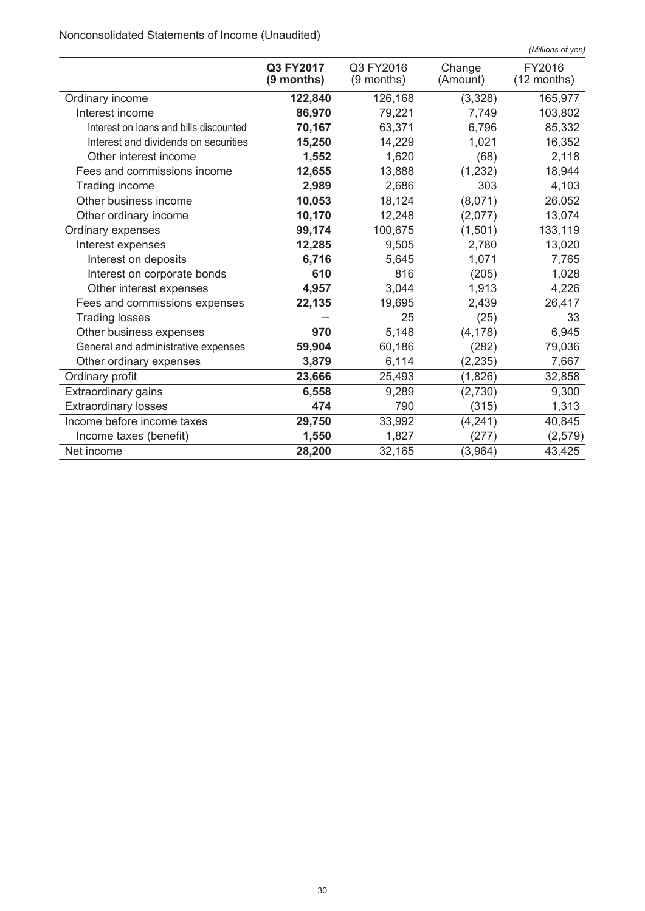Nonconsolidated Statements of Income (Unaudited)

*(Millions of yen)*

| | **Q3 FY2017 (9 months)** | Q3 FY2016 (9 months) | Change (Amount) | FY2016 (12 months) |
|---|---|---|---|---|
| Ordinary income | **122,840** | 126,168 | (3,328) | 165,977 |
| Interest income | **86,970** | 79,221 | 7,749 | 103,802 |
| Interest on loans and bills discounted | **70,167** | 63,371 | 6,796 | 85,332 |
| Interest and dividends on securities | **15,250** | 14,229 | 1,021 | 16,352 |
| Other interest income | **1,552** | 1,620 | (68) | 2,118 |
| Fees and commissions income | **12,655** | 13,888 | (1,232) | 18,944 |
| Trading income | **2,989** | 2,686 | 303 | 4,103 |
| Other business income | **10,053** | 18,124 | (8,071) | 26,052 |
| Other ordinary income | **10,170** | 12,248 | (2,077) | 13,074 |
| Ordinary expenses | **99,174** | 100,675 | (1,501) | 133,119 |
| Interest expenses | **12,285** | 9,505 | 2,780 | 13,020 |
| Interest on deposits | **6,716** | 5,645 | 1,071 | 7,765 |
| Interest on corporate bonds | **610** | 816 | (205) | 1,028 |
| Other interest expenses | **4,957** | 3,044 | 1,913 | 4,226 |
| Fees and commissions expenses | **22,135** | 19,695 | 2,439 | 26,417 |
| Trading losses | — | 25 | (25) | 33 |
| Other business expenses | **970** | 5,148 | (4,178) | 6,945 |
| General and administrative expenses | **59,904** | 60,186 | (282) | 79,036 |
| Other ordinary expenses | **3,879** | 6,114 | (2,235) | 7,667 |
| Ordinary profit | **23,666** | 25,493 | (1,826) | 32,858 |
| Extraordinary gains | **6,558** | 9,289 | (2,730) | 9,300 |
| Extraordinary losses | **474** | 790 | (315) | 1,313 |
| Income before income taxes | **29,750** | 33,992 | (4,241) | 40,845 |
| Income taxes (benefit) | **1,550** | 1,827 | (277) | (2,579) |
| Net income | **28,200** | 32,165 | (3,964) | 43,425 |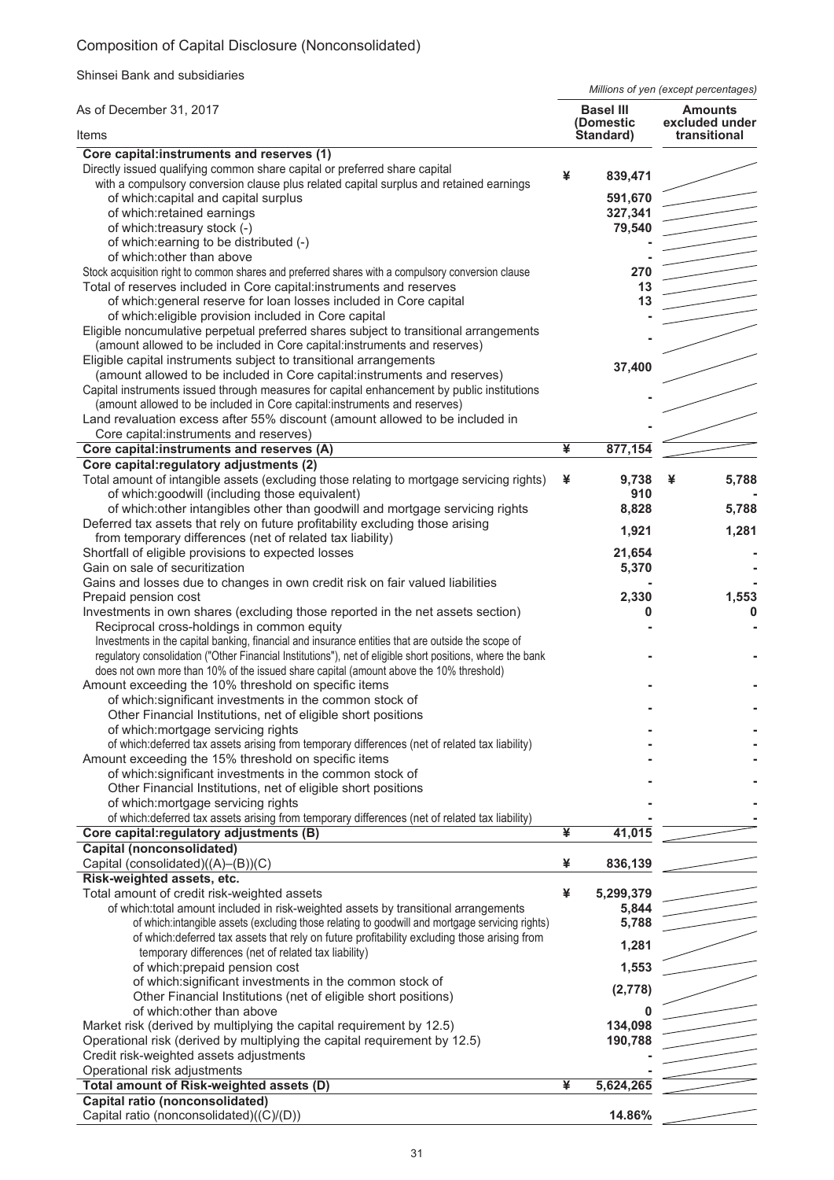# Composition of Capital Disclosure (Nonconsolidated)

Shinsei Bank and subsidiaries

*Millions of yen (except percentages)*

| As of December 31, 2017<br>Items | Basel III (Domestic Standard) | Amounts excluded under transitional |
|---|---|---|
| **Core capital:instruments and reserves (1)** | | |
| Directly issued qualifying common share capital or preferred share capital with a compulsory conversion clause plus related capital surplus and retained earnings | ¥ 839,471 | |
| of which:capital and capital surplus | 591,670 | |
| of which:retained earnings | 327,341 | |
| of which:treasury stock (-) | 79,540 | |
| of which:earning to be distributed (-) | - | |
| of which:other than above | - | |
| Stock acquisition right to common shares and preferred shares with a compulsory conversion clause | 270 | |
| Total of reserves included in Core capital:instruments and reserves | 13 | |
| of which:general reserve for loan losses included in Core capital | 13 | |
| of which:eligible provision included in Core capital | - | |
| Eligible noncumulative perpetual preferred shares subject to transitional arrangements (amount allowed to be included in Core capital:instruments and reserves) | - | |
| Eligible capital instruments subject to transitional arrangements (amount allowed to be included in Core capital:instruments and reserves) | 37,400 | |
| Capital instruments issued through measures for capital enhancement by public institutions (amount allowed to be included in Core capital:instruments and reserves) | - | |
| Land revaluation excess after 55% discount (amount allowed to be included in Core capital:instruments and reserves) | - | |
| **Core capital:instruments and reserves (A)** | **¥ 877,154** | |
| **Core capital:regulatory adjustments (2)** | | |
| Total amount of intangible assets (excluding those relating to mortgage servicing rights) | ¥ 9,738 | ¥ 5,788 |
| of which:goodwill (including those equivalent) | 910 | - |
| of which:other intangibles other than goodwill and mortgage servicing rights | 8,828 | 5,788 |
| Deferred tax assets that rely on future profitability excluding those arising from temporary differences (net of related tax liability) | 1,921 | 1,281 |
| Shortfall of eligible provisions to expected losses | 21,654 | - |
| Gain on sale of securitization | 5,370 | - |
| Gains and losses due to changes in own credit risk on fair valued liabilities | - | - |
| Prepaid pension cost | 2,330 | 1,553 |
| Investments in own shares (excluding those reported in the net assets section) | 0 | 0 |
| Reciprocal cross-holdings in common equity | - | - |
| Investments in the capital banking, financial and insurance entities that are outside the scope of regulatory consolidation ("Other Financial Institutions"), net of eligible short positions, where the bank does not own more than 10% of the issued share capital (amount above the 10% threshold) | - | - |
| Amount exceeding the 10% threshold on specific items | - | - |
| of which:significant investments in the common stock of Other Financial Institutions, net of eligible short positions | - | - |
| of which:mortgage servicing rights | - | - |
| of which:deferred tax assets arising from temporary differences (net of related tax liability) | - | - |
| Amount exceeding the 15% threshold on specific items | - | - |
| of which:significant investments in the common stock of Other Financial Institutions, net of eligible short positions | - | - |
| of which:mortgage servicing rights | - | - |
| of which:deferred tax assets arising from temporary differences (net of related tax liability) | - | - |
| **Core capital:regulatory adjustments (B)** | **¥ 41,015** | |
| **Capital (nonconsolidated)** | | |
| Capital (consolidated)((A)–(B))(C) | ¥ 836,139 | |
| **Risk-weighted assets, etc.** | | |
| Total amount of credit risk-weighted assets | ¥ 5,299,379 | |
| of which:total amount included in risk-weighted assets by transitional arrangements | 5,844 | |
| of which:intangible assets (excluding those relating to goodwill and mortgage servicing rights) | 5,788 | |
| of which:deferred tax assets that rely on future profitability excluding those arising from temporary differences (net of related tax liability) | 1,281 | |
| of which:prepaid pension cost | 1,553 | |
| of which:significant investments in the common stock of Other Financial Institutions (net of eligible short positions) | (2,778) | |
| of which:other than above | 0 | |
| Market risk (derived by multiplying the capital requirement by 12.5) | 134,098 | |
| Operational risk (derived by multiplying the capital requirement by 12.5) | 190,788 | |
| Credit risk-weighted assets adjustments | - | |
| Operational risk adjustments | - | |
| **Total amount of Risk-weighted assets (D)** | **¥ 5,624,265** | |
| **Capital ratio (nonconsolidated)** | | |
| Capital ratio (nonconsolidated)((C)/(D)) | 14.86% | |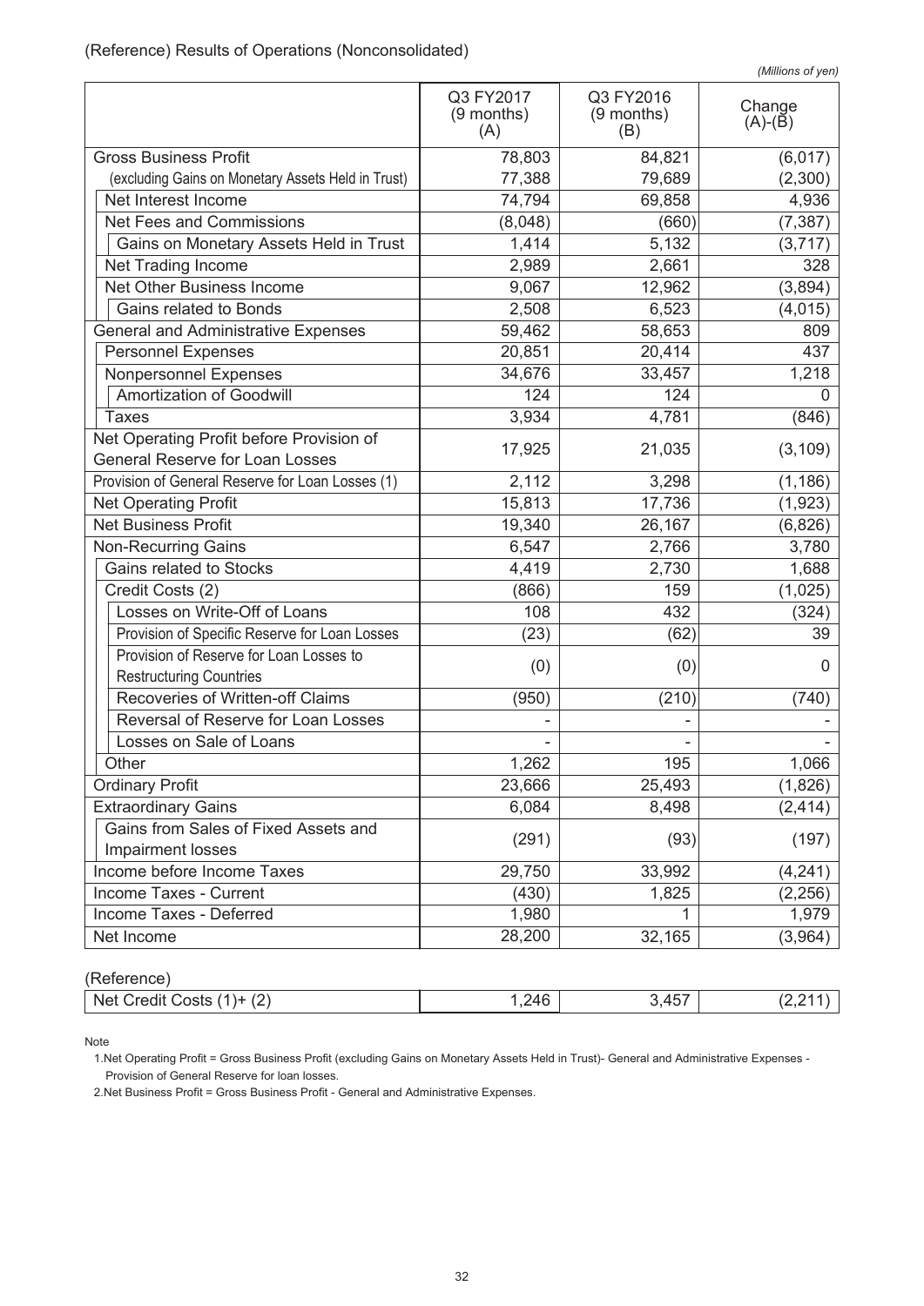(Reference) Results of Operations (Nonconsolidated)

*(Millions of yen)*

| | Q3 FY2017 (9 months) (A) | Q3 FY2016 (9 months) (B) | Change (A)-(B) |
|---|---|---|---|
| Gross Business Profit | 78,803 | 84,821 | (6,017) |
| (excluding Gains on Monetary Assets Held in Trust) | 77,388 | 79,689 | (2,300) |
| Net Interest Income | 74,794 | 69,858 | 4,936 |
| Net Fees and Commissions | (8,048) | (660) | (7,387) |
| Gains on Monetary Assets Held in Trust | 1,414 | 5,132 | (3,717) |
| Net Trading Income | 2,989 | 2,661 | 328 |
| Net Other Business Income | 9,067 | 12,962 | (3,894) |
| Gains related to Bonds | 2,508 | 6,523 | (4,015) |
| General and Administrative Expenses | 59,462 | 58,653 | 809 |
| Personnel Expenses | 20,851 | 20,414 | 437 |
| Nonpersonnel Expenses | 34,676 | 33,457 | 1,218 |
| Amortization of Goodwill | 124 | 124 | 0 |
| Taxes | 3,934 | 4,781 | (846) |
| Net Operating Profit before Provision of General Reserve for Loan Losses | 17,925 | 21,035 | (3,109) |
| Provision of General Reserve for Loan Losses (1) | 2,112 | 3,298 | (1,186) |
| Net Operating Profit | 15,813 | 17,736 | (1,923) |
| Net Business Profit | 19,340 | 26,167 | (6,826) |
| Non-Recurring Gains | 6,547 | 2,766 | 3,780 |
| Gains related to Stocks | 4,419 | 2,730 | 1,688 |
| Credit Costs (2) | (866) | 159 | (1,025) |
| Losses on Write-Off of Loans | 108 | 432 | (324) |
| Provision of Specific Reserve for Loan Losses | (23) | (62) | 39 |
| Provision of Reserve for Loan Losses to Restructuring Countries | (0) | (0) | 0 |
| Recoveries of Written-off Claims | (950) | (210) | (740) |
| Reversal of Reserve for Loan Losses | - | - | - |
| Losses on Sale of Loans | - | - | - |
| Other | 1,262 | 195 | 1,066 |
| Ordinary Profit | 23,666 | 25,493 | (1,826) |
| Extraordinary Gains | 6,084 | 8,498 | (2,414) |
| Gains from Sales of Fixed Assets and Impairment losses | (291) | (93) | (197) |
| Income before Income Taxes | 29,750 | 33,992 | (4,241) |
| Income Taxes - Current | (430) | 1,825 | (2,256) |
| Income Taxes - Deferred | 1,980 | 1 | 1,979 |
| Net Income | 28,200 | 32,165 | (3,964) |

(Reference)

| | | | |
|---|---|---|---|
| Net Credit Costs (1)+ (2) | 1,246 | 3,457 | (2,211) |

Note

1.Net Operating Profit = Gross Business Profit (excluding Gains on Monetary Assets Held in Trust)- General and Administrative Expenses - Provision of General Reserve for loan losses.

2.Net Business Profit = Gross Business Profit - General and Administrative Expenses.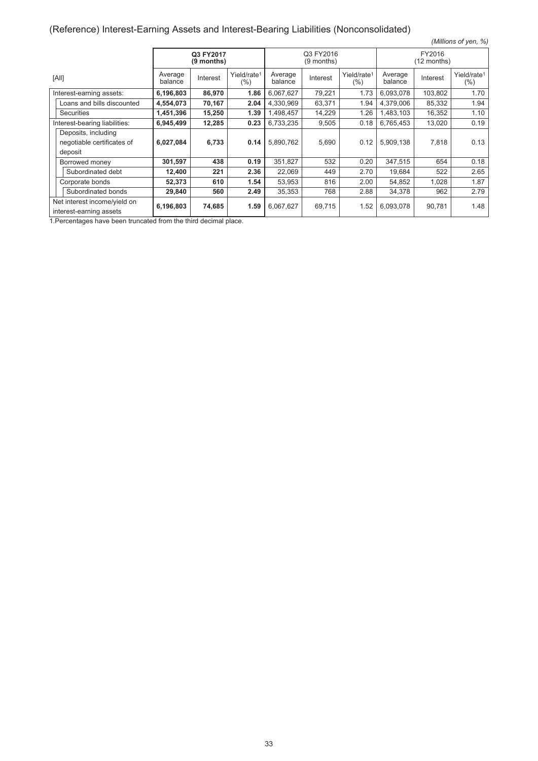## (Reference) Interest-Earning Assets and Interest-Bearing Liabilities (Nonconsolidated)

*(Millions of yen, %)*

| [All] | Q3 FY2017 (9 months) | | | Q3 FY2016 (9 months) | | | FY2016 (12 months) | | |
|---|---|---|---|---|---|---|---|---|---|
| | Average balance | Interest | Yield/rate[1] (%) | Average balance | Interest | Yield/rate[1] (%) | Average balance | Interest | Yield/rate[1] (%) |
| Interest-earning assets: | **6,196,803** | **86,970** | **1.86** | 6,067,627 | 79,221 | 1.73 | 6,093,078 | 103,802 | 1.70 |
| Loans and bills discounted | **4,554,073** | **70,167** | **2.04** | 4,330,969 | 63,371 | 1.94 | 4,379,006 | 85,332 | 1.94 |
| Securities | **1,451,396** | **15,250** | **1.39** | 1,498,457 | 14,229 | 1.26 | 1,483,103 | 16,352 | 1.10 |
| Interest-bearing liabilities: | **6,945,499** | **12,285** | **0.23** | 6,733,235 | 9,505 | 0.18 | 6,765,453 | 13,020 | 0.19 |
| Deposits, including negotiable certificates of deposit | **6,027,084** | **6,733** | **0.14** | 5,890,762 | 5,690 | 0.12 | 5,909,138 | 7,818 | 0.13 |
| Borrowed money | **301,597** | **438** | **0.19** | 351,827 | 532 | 0.20 | 347,515 | 654 | 0.18 |
| Subordinated debt | **12,400** | **221** | **2.36** | 22,069 | 449 | 2.70 | 19,684 | 522 | 2.65 |
| Corporate bonds | **52,373** | **610** | **1.54** | 53,953 | 816 | 2.00 | 54,852 | 1,028 | 1.87 |
| Subordinated bonds | **29,840** | **560** | **2.49** | 35,353 | 768 | 2.88 | 34,378 | 962 | 2.79 |
| Net interest income/yield on interest-earning assets | **6,196,803** | **74,685** | **1.59** | 6,067,627 | 69,715 | 1.52 | 6,093,078 | 90,781 | 1.48 |

1.Percentages have been truncated from the third decimal place.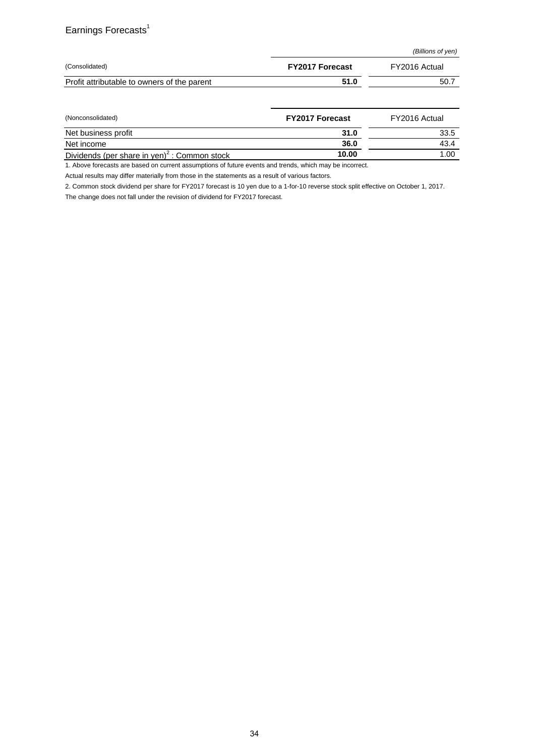## Earnings Forecasts[1]

*(Billions of yen)*

| (Consolidated) | **FY2017 Forecast** | FY2016 Actual |
|---|---|---|
| Profit attributable to owners of the parent | **51.0** | 50.7 |

| (Nonconsolidated) | **FY2017 Forecast** | FY2016 Actual |
|---|---|---|
| Net business profit | **31.0** | 33.5 |
| Net income | **36.0** | 43.4 |
| Dividends (per share in yen)[2] : Common stock | **10.00** | 1.00 |

1. Above forecasts are based on current assumptions of future events and trends, which may be incorrect.

Actual results may differ materially from those in the statements as a result of various factors.

2. Common stock dividend per share for FY2017 forecast is 10 yen due to a 1-for-10 reverse stock split effective on October 1, 2017.

The change does not fall under the revision of dividend for FY2017 forecast.